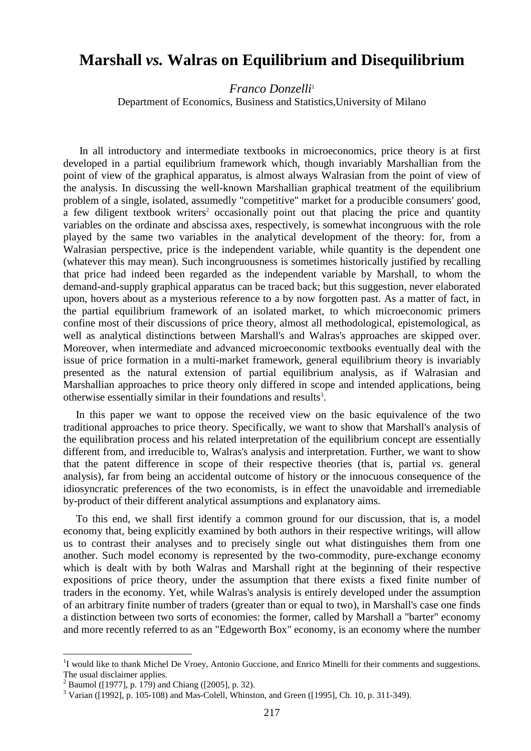# Marshall *vs.* Walras on Equilibrium and Disequilibrium

*Franco Donzelli*[1]

Department of Economics, Business and Statistics, University of Milano

In all introductory and intermediate textbooks in microeconomics, price theory is at first developed in a partial equilibrium framework which, though invariably Marshallian from the point of view of the graphical apparatus, is almost always Walrasian from the point of view of the analysis. In discussing the well-known Marshallian graphical treatment of the equilibrium problem of a single, isolated, assumedly "competitive" market for a producible consumers' good, a few diligent textbook writers[2] occasionally point out that placing the price and quantity variables on the ordinate and abscissa axes, respectively, is somewhat incongruous with the role played by the same two variables in the analytical development of the theory: for, from a Walrasian perspective, price is the independent variable, while quantity is the dependent one (whatever this may mean). Such incongruousness is sometimes historically justified by recalling that price had indeed been regarded as the independent variable by Marshall, to whom the demand-and-supply graphical apparatus can be traced back; but this suggestion, never elaborated upon, hovers about as a mysterious reference to a by now forgotten past. As a matter of fact, in the partial equilibrium framework of an isolated market, to which microeconomic primers confine most of their discussions of price theory, almost all methodological, epistemological, as well as analytical distinctions between Marshall's and Walras's approaches are skipped over. Moreover, when intermediate and advanced microeconomic textbooks eventually deal with the issue of price formation in a multi-market framework, general equilibrium theory is invariably presented as the natural extension of partial equilibrium analysis, as if Walrasian and Marshallian approaches to price theory only differed in scope and intended applications, being otherwise essentially similar in their foundations and results[3].

In this paper we want to oppose the received view on the basic equivalence of the two traditional approaches to price theory. Specifically, we want to show that Marshall's analysis of the equilibration process and his related interpretation of the equilibrium concept are essentially different from, and irreducible to, Walras's analysis and interpretation. Further, we want to show that the patent difference in scope of their respective theories (that is, partial *vs*. general analysis), far from being an accidental outcome of history or the innocuous consequence of the idiosyncratic preferences of the two economists, is in effect the unavoidable and irremediable by-product of their different analytical assumptions and explanatory aims.

To this end, we shall first identify a common ground for our discussion, that is, a model economy that, being explicitly examined by both authors in their respective writings, will allow us to contrast their analyses and to precisely single out what distinguishes them from one another. Such model economy is represented by the two-commodity, pure-exchange economy which is dealt with by both Walras and Marshall right at the beginning of their respective expositions of price theory, under the assumption that there exists a fixed finite number of traders in the economy. Yet, while Walras's analysis is entirely developed under the assumption of an arbitrary finite number of traders (greater than or equal to two), in Marshall's case one finds a distinction between two sorts of economies: the former, called by Marshall a "barter" economy and more recently referred to as an "Edgeworth Box" economy, is an economy where the number

---

[1] I would like to thank Michel De Vroey, Antonio Guccione, and Enrico Minelli for their comments and suggestions. The usual disclaimer applies.

[2] Baumol ([1977], p. 179) and Chiang ([2005], p. 32).

[3] Varian ([1992], p. 105-108) and Mas-Colell, Whinston, and Green ([1995], Ch. 10, p. 311-349).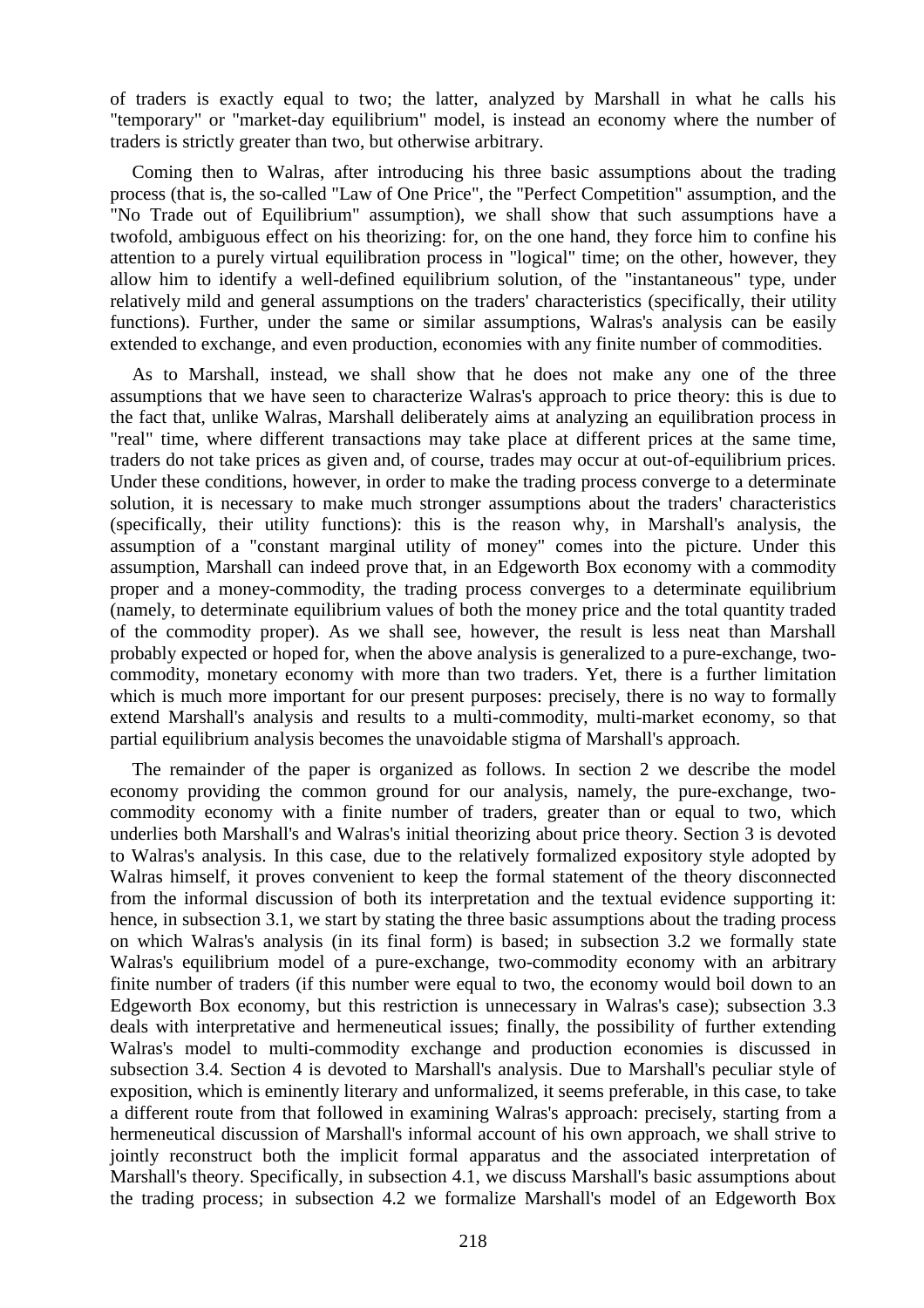of traders is exactly equal to two; the latter, analyzed by Marshall in what he calls his "temporary" or "market-day equilibrium" model, is instead an economy where the number of traders is strictly greater than two, but otherwise arbitrary.

Coming then to Walras, after introducing his three basic assumptions about the trading process (that is, the so-called "Law of One Price", the "Perfect Competition" assumption, and the "No Trade out of Equilibrium" assumption), we shall show that such assumptions have a twofold, ambiguous effect on his theorizing: for, on the one hand, they force him to confine his attention to a purely virtual equilibration process in "logical" time; on the other, however, they allow him to identify a well-defined equilibrium solution, of the "instantaneous" type, under relatively mild and general assumptions on the traders' characteristics (specifically, their utility functions). Further, under the same or similar assumptions, Walras's analysis can be easily extended to exchange, and even production, economies with any finite number of commodities.

As to Marshall, instead, we shall show that he does not make any one of the three assumptions that we have seen to characterize Walras's approach to price theory: this is due to the fact that, unlike Walras, Marshall deliberately aims at analyzing an equilibration process in "real" time, where different transactions may take place at different prices at the same time, traders do not take prices as given and, of course, trades may occur at out-of-equilibrium prices. Under these conditions, however, in order to make the trading process converge to a determinate solution, it is necessary to make much stronger assumptions about the traders' characteristics (specifically, their utility functions): this is the reason why, in Marshall's analysis, the assumption of a "constant marginal utility of money" comes into the picture. Under this assumption, Marshall can indeed prove that, in an Edgeworth Box economy with a commodity proper and a money-commodity, the trading process converges to a determinate equilibrium (namely, to determinate equilibrium values of both the money price and the total quantity traded of the commodity proper). As we shall see, however, the result is less neat than Marshall probably expected or hoped for, when the above analysis is generalized to a pure-exchange, two-commodity, monetary economy with more than two traders. Yet, there is a further limitation which is much more important for our present purposes: precisely, there is no way to formally extend Marshall's analysis and results to a multi-commodity, multi-market economy, so that partial equilibrium analysis becomes the unavoidable stigma of Marshall's approach.

The remainder of the paper is organized as follows. In section 2 we describe the model economy providing the common ground for our analysis, namely, the pure-exchange, two-commodity economy with a finite number of traders, greater than or equal to two, which underlies both Marshall's and Walras's initial theorizing about price theory. Section 3 is devoted to Walras's analysis. In this case, due to the relatively formalized expository style adopted by Walras himself, it proves convenient to keep the formal statement of the theory disconnected from the informal discussion of both its interpretation and the textual evidence supporting it: hence, in subsection 3.1, we start by stating the three basic assumptions about the trading process on which Walras's analysis (in its final form) is based; in subsection 3.2 we formally state Walras's equilibrium model of a pure-exchange, two-commodity economy with an arbitrary finite number of traders (if this number were equal to two, the economy would boil down to an Edgeworth Box economy, but this restriction is unnecessary in Walras's case); subsection 3.3 deals with interpretative and hermeneutical issues; finally, the possibility of further extending Walras's model to multi-commodity exchange and production economies is discussed in subsection 3.4. Section 4 is devoted to Marshall's analysis. Due to Marshall's peculiar style of exposition, which is eminently literary and unformalized, it seems preferable, in this case, to take a different route from that followed in examining Walras's approach: precisely, starting from a hermeneutical discussion of Marshall's informal account of his own approach, we shall strive to jointly reconstruct both the implicit formal apparatus and the associated interpretation of Marshall's theory. Specifically, in subsection 4.1, we discuss Marshall's basic assumptions about the trading process; in subsection 4.2 we formalize Marshall's model of an Edgeworth Box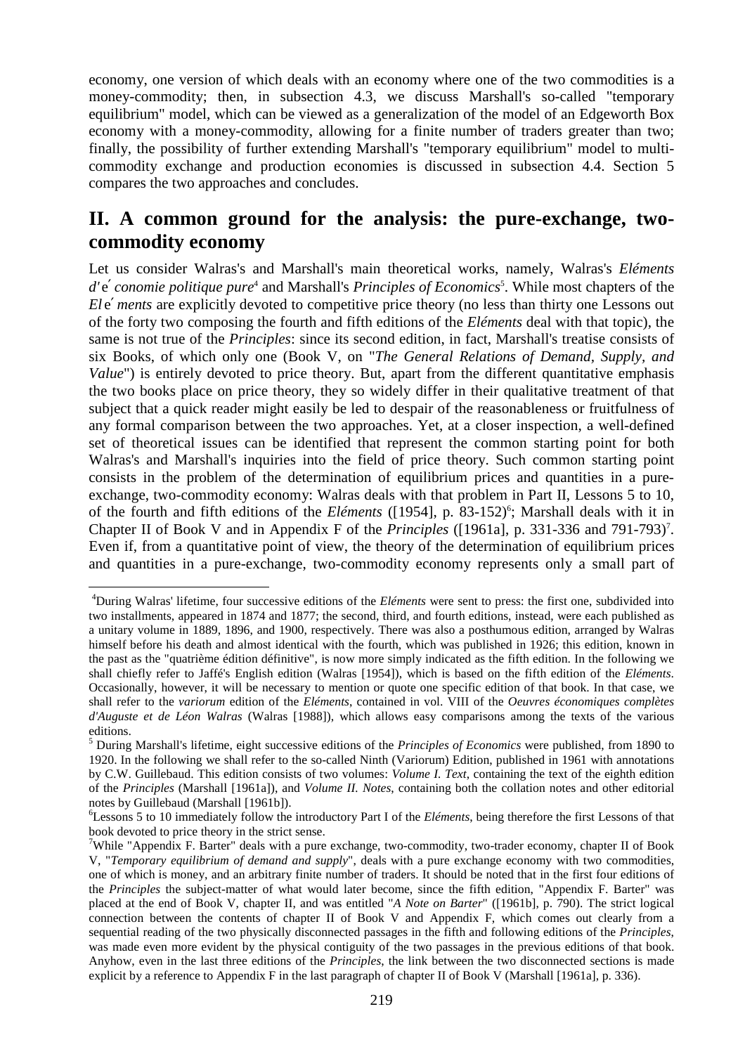economy, one version of which deals with an economy where one of the two commodities is a money-commodity; then, in subsection 4.3, we discuss Marshall's so-called "temporary equilibrium" model, which can be viewed as a generalization of the model of an Edgeworth Box economy with a money-commodity, allowing for a finite number of traders greater than two; finally, the possibility of further extending Marshall's "temporary equilibrium" model to multi-commodity exchange and production economies is discussed in subsection 4.4. Section 5 compares the two approaches and concludes.

## II. A common ground for the analysis: the pure-exchange, two-commodity economy

Let us consider Walras's and Marshall's main theoretical works, namely, Walras's *Eléments d'économie politique pure*[4] and Marshall's *Principles of Economics*[5]. While most chapters of the *Eléments* are explicitly devoted to competitive price theory (no less than thirty one Lessons out of the forty two composing the fourth and fifth editions of the *Eléments* deal with that topic), the same is not true of the *Principles*: since its second edition, in fact, Marshall's treatise consists of six Books, of which only one (Book V, on "*The General Relations of Demand, Supply, and Value*") is entirely devoted to price theory. But, apart from the different quantitative emphasis the two books place on price theory, they so widely differ in their qualitative treatment of that subject that a quick reader might easily be led to despair of the reasonableness or fruitfulness of any formal comparison between the two approaches. Yet, at a closer inspection, a well-defined set of theoretical issues can be identified that represent the common starting point for both Walras's and Marshall's inquiries into the field of price theory. Such common starting point consists in the problem of the determination of equilibrium prices and quantities in a pure-exchange, two-commodity economy: Walras deals with that problem in Part II, Lessons 5 to 10, of the fourth and fifth editions of the *Eléments* ([1954], p. 83-152)[6]; Marshall deals with it in Chapter II of Book V and in Appendix F of the *Principles* ([1961a], p. 331-336 and 791-793)[7]. Even if, from a quantitative point of view, the theory of the determination of equilibrium prices and quantities in a pure-exchange, two-commodity economy represents only a small part of

[4] During Walras' lifetime, four successive editions of the *Eléments* were sent to press: the first one, subdivided into two installments, appeared in 1874 and 1877; the second, third, and fourth editions, instead, were each published as a unitary volume in 1889, 1896, and 1900, respectively. There was also a posthumous edition, arranged by Walras himself before his death and almost identical with the fourth, which was published in 1926; this edition, known in the past as the "quatrième édition définitive", is now more simply indicated as the fifth edition. In the following we shall chiefly refer to Jaffé's English edition (Walras [1954]), which is based on the fifth edition of the *Eléments*. Occasionally, however, it will be necessary to mention or quote one specific edition of that book. In that case, we shall refer to the *variorum* edition of the *Eléments*, contained in vol. VIII of the *Oeuvres économiques complètes d'Auguste et de Léon Walras* (Walras [1988]), which allows easy comparisons among the texts of the various editions.

[5] During Marshall's lifetime, eight successive editions of the *Principles of Economics* were published, from 1890 to 1920. In the following we shall refer to the so-called Ninth (Variorum) Edition, published in 1961 with annotations by C.W. Guillebaud. This edition consists of two volumes: *Volume I. Text*, containing the text of the eighth edition of the *Principles* (Marshall [1961a]), and *Volume II. Notes*, containing both the collation notes and other editorial notes by Guillebaud (Marshall [1961b]).

[6] Lessons 5 to 10 immediately follow the introductory Part I of the *Eléments*, being therefore the first Lessons of that book devoted to price theory in the strict sense.

[7] While "Appendix F. Barter" deals with a pure exchange, two-commodity, two-trader economy, chapter II of Book V, "*Temporary equilibrium of demand and supply*", deals with a pure exchange economy with two commodities, one of which is money, and an arbitrary finite number of traders. It should be noted that in the first four editions of the *Principles* the subject-matter of what would later become, since the fifth edition, "Appendix F. Barter" was placed at the end of Book V, chapter II, and was entitled "*A Note on Barter*" ([1961b], p. 790). The strict logical connection between the contents of chapter II of Book V and Appendix F, which comes out clearly from a sequential reading of the two physically disconnected passages in the fifth and following editions of the *Principles*, was made even more evident by the physical contiguity of the two passages in the previous editions of that book. Anyhow, even in the last three editions of the *Principles*, the link between the two disconnected sections is made explicit by a reference to Appendix F in the last paragraph of chapter II of Book V (Marshall [1961a], p. 336).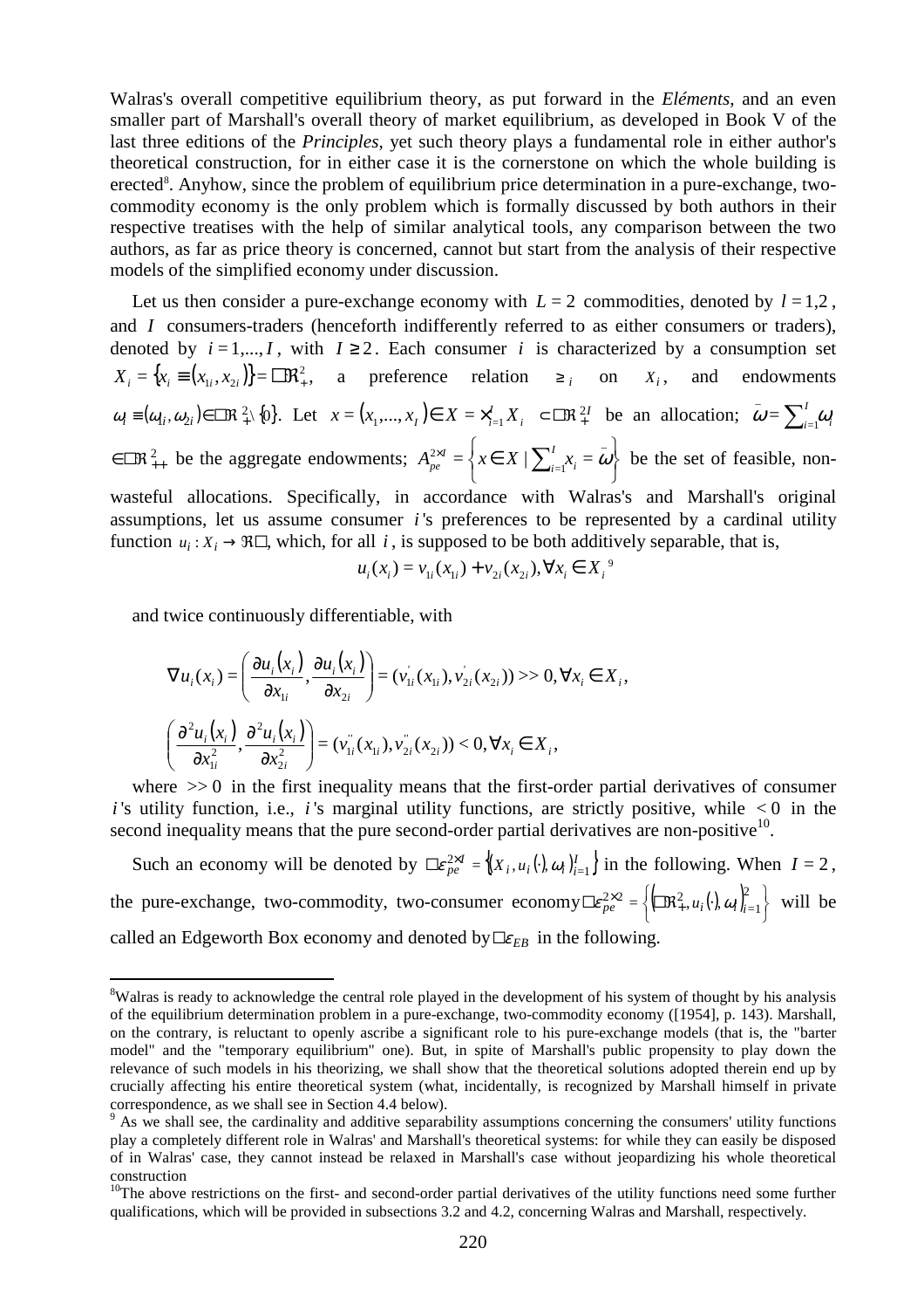Walras's overall competitive equilibrium theory, as put forward in the *Eléments*, and an even smaller part of Marshall's overall theory of market equilibrium, as developed in Book V of the last three editions of the *Principles*, yet such theory plays a fundamental role in either author's theoretical construction, for in either case it is the cornerstone on which the whole building is erected[8]. Anyhow, since the problem of equilibrium price determination in a pure-exchange, two-commodity economy is the only problem which is formally discussed by both authors in their respective treatises with the help of similar analytical tools, any comparison between the two authors, as far as price theory is concerned, cannot but start from the analysis of their respective models of the simplified economy under discussion.

Let us then consider a pure-exchange economy with $L = 2$ commodities, denoted by $l = 1,2$, and $I$ consumers-traders (henceforth indifferently referred to as either consumers or traders), denoted by $i = 1,...,I$, with $I \geq 2$. Each consumer $i$ is characterized by a consumption set $X_i = \{x_i \equiv (x_{1i}, x_{2i})\} = \Re_+^2$, a preference relation $\succeq_i$ on $X_i$, and endowments $\omega_i \equiv (\omega_{1i}, \omega_{2i}) \in \Re_+^2 \setminus \{0\}$. Let $x = (x_1,...,x_I) \in X = \times_{i=1}^I X_i \subset \Re_+^{2I}$ be an allocation; $\bar{\omega} = \sum_{i=1}^I \omega_i \in \Re_{++}^2$ be the aggregate endowments; $A_{pe}^{2\times I} = \left\{ x \in X \mid \sum_{i=1}^I x_i = \bar{\omega} \right\}$ be the set of feasible, non-wasteful allocations. Specifically, in accordance with Walras's and Marshall's original assumptions, let us assume consumer $i$'s preferences to be represented by a cardinal utility function $u_i : X_i \to \Re$, which, for all $i$, is supposed to be both additively separable, that is,

$$u_i(x_i) = v_{1i}(x_{1i}) + v_{2i}(x_{2i}), \forall x_i \in X_i \text{ [9]}$$

and twice continuously differentiable, with

$$\nabla u_i(x_i) = \left( \frac{\partial u_i(x_i)}{\partial x_{1i}}, \frac{\partial u_i(x_i)}{\partial x_{2i}} \right) = (v_{1i}^{'}(x_{1i}), v_{2i}^{'}(x_{2i})) >> 0, \forall x_i \in X_i,$$

$$\left( \frac{\partial^2 u_i(x_i)}{\partial x_{1i}^2}, \frac{\partial^2 u_i(x_i)}{\partial x_{2i}^2} \right) = (v_{1i}^{''}(x_{1i}), v_{2i}^{''}(x_{2i})) < 0, \forall x_i \in X_i,$$

where $>> 0$ in the first inequality means that the first-order partial derivatives of consumer $i$'s utility function, i.e., $i$'s marginal utility functions, are strictly positive, while $< 0$ in the second inequality means that the pure second-order partial derivatives are non-positive[10].

Such an economy will be denoted by $\mathcal{E}_{pe}^{2\times I} = \{(X_i, u_i(\cdot), \omega_i)_{i=1}^I\}$ in the following. When $I = 2$, the pure-exchange, two-commodity, two-consumer economy $\mathcal{E}_{pe}^{2\times 2} = \left\{ \left( \Re_+^2, u_i(\cdot), \omega_i \right)_{i=1}^2 \right\}$ will be called an Edgeworth Box economy and denoted by $\mathcal{E}_{EB}$ in the following.

---

[8] Walras is ready to acknowledge the central role played in the development of his system of thought by his analysis of the equilibrium determination problem in a pure-exchange, two-commodity economy ([1954], p. 143). Marshall, on the contrary, is reluctant to openly ascribe a significant role to his pure-exchange models (that is, the "barter model" and the "temporary equilibrium" one). But, in spite of Marshall's public propensity to play down the relevance of such models in his theorizing, we shall show that the theoretical solutions adopted therein end up by crucially affecting his entire theoretical system (what, incidentally, is recognized by Marshall himself in private correspondence, as we shall see in Section 4.4 below).

[9] As we shall see, the cardinality and additive separability assumptions concerning the consumers' utility functions play a completely different role in Walras' and Marshall's theoretical systems: for while they can easily be disposed of in Walras' case, they cannot instead be relaxed in Marshall's case without jeopardizing his whole theoretical construction

[10] The above restrictions on the first- and second-order partial derivatives of the utility functions need some further qualifications, which will be provided in subsections 3.2 and 4.2, concerning Walras and Marshall, respectively.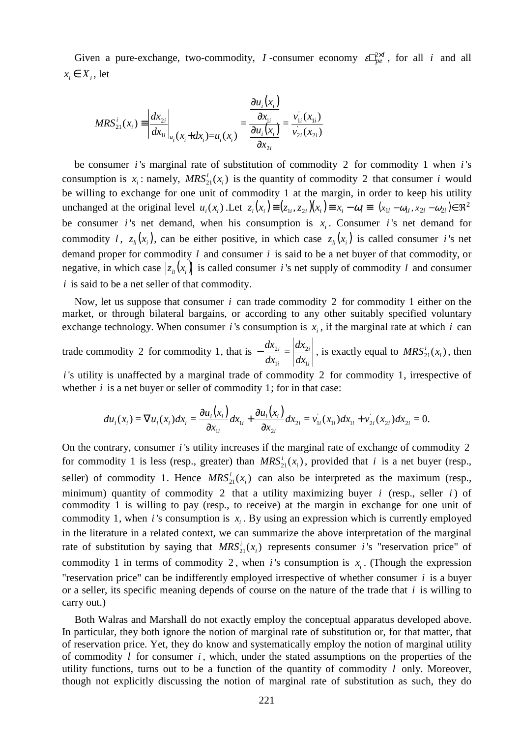Given a pure-exchange, two-commodity, $I$-consumer economy $\mathcal{E}_{pe}^{2\times I}$, for all $i$ and all $x_i \in X_i$, let

$$MRS_{21}^i(x_i) \equiv \left|\frac{dx_{2i}}{dx_{1i}}\right|_{u_i(x_i+dx_i)=u_i(x_i)} = \frac{\dfrac{\partial u_i(x_i)}{\partial x_{1i}}}{\dfrac{\partial u_i(x_i)}{\partial x_{2i}}} = \frac{v_{1i}'(x_{1i})}{v_{2i}'(x_{2i})}$$

be consumer $i$'s marginal rate of substitution of commodity 2 for commodity 1 when $i$'s consumption is $x_i$: namely, $MRS_{21}^i(x_i)$ is the quantity of commodity 2 that consumer $i$ would be willing to exchange for one unit of commodity 1 at the margin, in order to keep his utility unchanged at the original level $u_i(x_i)$. Let $z_i(x_i) \equiv (z_{1i}, z_{2i})(x_i) \equiv x_i - \omega_i \equiv (x_{1i} - \omega_{1i}, x_{2i} - \omega_{2i}) \in \Re^2$ be consumer $i$'s net demand, when his consumption is $x_i$. Consumer $i$'s net demand for commodity $l$, $z_{li}(x_i)$, can be either positive, in which case $z_{li}(x_i)$ is called consumer $i$'s net demand proper for commodity $l$ and consumer $i$ is said to be a net buyer of that commodity, or negative, in which case $|z_{li}(x_i)|$ is called consumer $i$'s net supply of commodity $l$ and consumer $i$ is said to be a net seller of that commodity.

Now, let us suppose that consumer $i$ can trade commodity 2 for commodity 1 either on the market, or through bilateral bargains, or according to any other suitably specified voluntary exchange technology. When consumer $i$'s consumption is $x_i$, if the marginal rate at which $i$ can trade commodity 2 for commodity 1, that is $-\dfrac{dx_{2i}}{dx_{1i}} = \left|\dfrac{dx_{2i}}{dx_{1i}}\right|$, is exactly equal to $MRS_{21}^i(x_i)$, then $i$'s utility is unaffected by a marginal trade of commodity 2 for commodity 1, irrespective of whether $i$ is a net buyer or seller of commodity 1; for in that case:

$$du_i(x_i) = \nabla u_i(x_i)dx_i = \frac{\partial u_i(x_i)}{\partial x_{1i}}dx_{1i} + \frac{\partial u_i(x_i)}{\partial x_{2i}}dx_{2i} = v_{1i}'(x_{1i})dx_{1i} + v_{2i}'(x_{2i})dx_{2i} = 0.$$

On the contrary, consumer $i$'s utility increases if the marginal rate of exchange of commodity 2 for commodity 1 is less (resp., greater) than $MRS_{21}^i(x_i)$, provided that $i$ is a net buyer (resp., seller) of commodity 1. Hence $MRS_{21}^i(x_i)$ can also be interpreted as the maximum (resp., minimum) quantity of commodity 2 that a utility maximizing buyer $i$ (resp., seller $i$) of commodity 1 is willing to pay (resp., to receive) at the margin in exchange for one unit of commodity 1, when $i$'s consumption is $x_i$. By using an expression which is currently employed in the literature in a related context, we can summarize the above interpretation of the marginal rate of substitution by saying that $MRS_{21}^i(x_i)$ represents consumer $i$'s "reservation price" of commodity 1 in terms of commodity 2, when $i$'s consumption is $x_i$. (Though the expression "reservation price" can be indifferently employed irrespective of whether consumer $i$ is a buyer or a seller, its specific meaning depends of course on the nature of the trade that $i$ is willing to carry out.)

Both Walras and Marshall do not exactly employ the conceptual apparatus developed above. In particular, they both ignore the notion of marginal rate of substitution or, for that matter, that of reservation price. Yet, they do know and systematically employ the notion of marginal utility of commodity $l$ for consumer $i$, which, under the stated assumptions on the properties of the utility functions, turns out to be a function of the quantity of commodity $l$ only. Moreover, though not explicitly discussing the notion of marginal rate of substitution as such, they do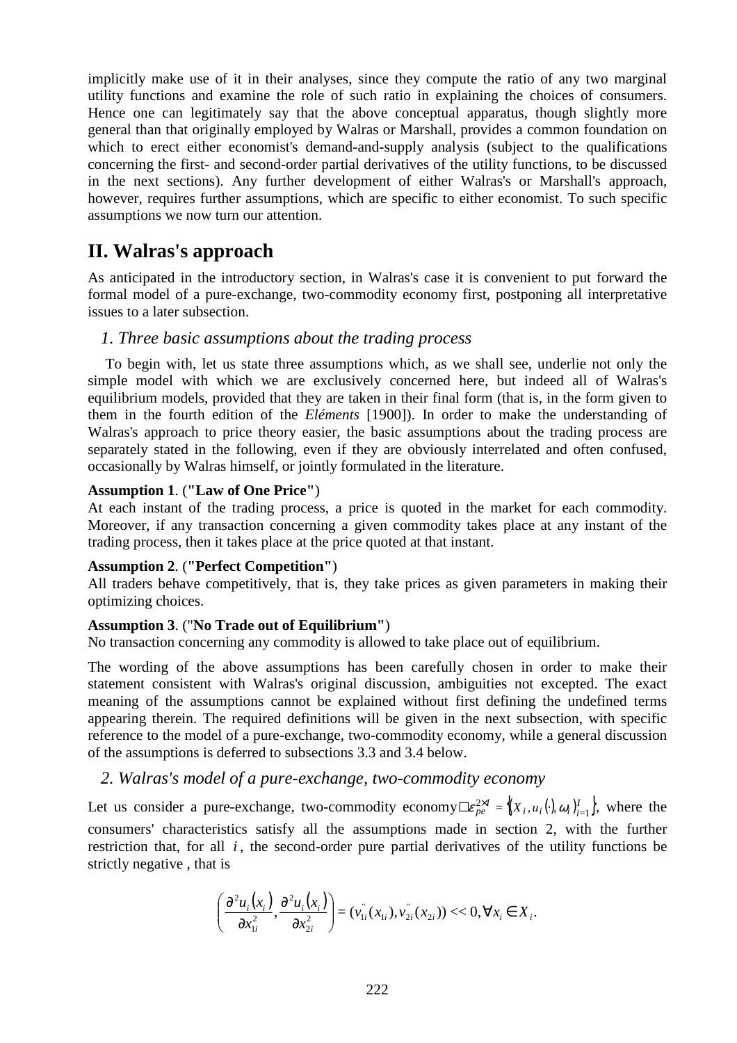implicitly make use of it in their analyses, since they compute the ratio of any two marginal utility functions and examine the role of such ratio in explaining the choices of consumers. Hence one can legitimately say that the above conceptual apparatus, though slightly more general than that originally employed by Walras or Marshall, provides a common foundation on which to erect either economist's demand-and-supply analysis (subject to the qualifications concerning the first- and second-order partial derivatives of the utility functions, to be discussed in the next sections). Any further development of either Walras's or Marshall's approach, however, requires further assumptions, which are specific to either economist. To such specific assumptions we now turn our attention.

## II. Walras's approach

As anticipated in the introductory section, in Walras's case it is convenient to put forward the formal model of a pure-exchange, two-commodity economy first, postponing all interpretative issues to a later subsection.

### 1. Three basic assumptions about the trading process

To begin with, let us state three assumptions which, as we shall see, underlie not only the simple model with which we are exclusively concerned here, but indeed all of Walras's equilibrium models, provided that they are taken in their final form (that is, in the form given to them in the fourth edition of the *Eléments* [1900]). In order to make the understanding of Walras's approach to price theory easier, the basic assumptions about the trading process are separately stated in the following, even if they are obviously interrelated and often confused, occasionally by Walras himself, or jointly formulated in the literature.

**Assumption 1**. (**"Law of One Price"**)
At each instant of the trading process, a price is quoted in the market for each commodity. Moreover, if any transaction concerning a given commodity takes place at any instant of the trading process, then it takes place at the price quoted at that instant.

**Assumption 2**. (**"Perfect Competition"**)
All traders behave competitively, that is, they take prices as given parameters in making their optimizing choices.

**Assumption 3**. ("**No Trade out of Equilibrium"**)
No transaction concerning any commodity is allowed to take place out of equilibrium.

The wording of the above assumptions has been carefully chosen in order to make their statement consistent with Walras's original discussion, ambiguities not excepted. The exact meaning of the assumptions cannot be explained without first defining the undefined terms appearing therein. The required definitions will be given in the next subsection, with specific reference to the model of a pure-exchange, two-commodity economy, while a general discussion of the assumptions is deferred to subsections 3.3 and 3.4 below.

### 2. Walras's model of a pure-exchange, two-commodity economy

Let us consider a pure-exchange, two-commodity economy $\varepsilon_{pe}^{2\times I} = \{(X_i, u_i(\cdot), \omega_i)_{i=1}^{I}\}$, where the consumers' characteristics satisfy all the assumptions made in section 2, with the further restriction that, for all $i$, the second-order pure partial derivatives of the utility functions be strictly negative , that is

$$\left(\frac{\partial^2 u_i(x_i)}{\partial x_{1i}^2}, \frac{\partial^2 u_i(x_i)}{\partial x_{2i}^2}\right) = (v_{1i}''(x_{1i}), v_{2i}''(x_{2i})) << 0, \forall x_i \in X_i.$$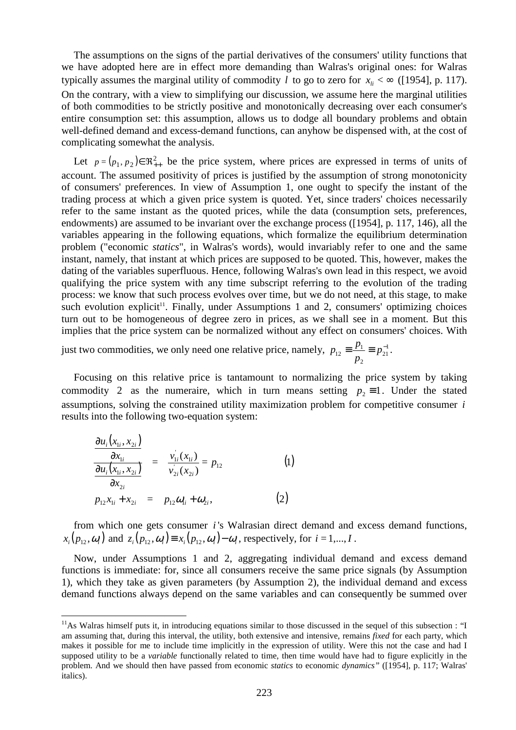The assumptions on the signs of the partial derivatives of the consumers' utility functions that we have adopted here are in effect more demanding than Walras's original ones: for Walras typically assumes the marginal utility of commodity $l$ to go to zero for $x_{li} < \infty$ ([1954], p. 117). On the contrary, with a view to simplifying our discussion, we assume here the marginal utilities of both commodities to be strictly positive and monotonically decreasing over each consumer's entire consumption set: this assumption, allows us to dodge all boundary problems and obtain well-defined demand and excess-demand functions, can anyhow be dispensed with, at the cost of complicating somewhat the analysis.

Let $p = (p_1, p_2) \in \Re^2_{++}$ be the price system, where prices are expressed in terms of units of account. The assumed positivity of prices is justified by the assumption of strong monotonicity of consumers' preferences. In view of Assumption 1, one ought to specify the instant of the trading process at which a given price system is quoted. Yet, since traders' choices necessarily refer to the same instant as the quoted prices, while the data (consumption sets, preferences, endowments) are assumed to be invariant over the exchange process ([1954], p. 117, 146), all the variables appearing in the following equations, which formalize the equilibrium determination problem ("economic *statics*", in Walras's words), would invariably refer to one and the same instant, namely, that instant at which prices are supposed to be quoted. This, however, makes the dating of the variables superfluous. Hence, following Walras's own lead in this respect, we avoid qualifying the price system with any time subscript referring to the evolution of the trading process: we know that such process evolves over time, but we do not need, at this stage, to make such evolution explicit[11]. Finally, under Assumptions 1 and 2, consumers' optimizing choices turn out to be homogeneous of degree zero in prices, as we shall see in a moment. But this implies that the price system can be normalized without any effect on consumers' choices. With just two commodities, we only need one relative price, namely, $p_{12} \equiv \frac{p_1}{p_2} \equiv p_{21}^{-1}$.

Focusing on this relative price is tantamount to normalizing the price system by taking commodity 2 as the numeraire, which in turn means setting $p_2 \equiv 1$. Under the stated assumptions, solving the constrained utility maximization problem for competitive consumer $i$ results into the following two-equation system:

$$\frac{\dfrac{\partial u_i(x_{1i}, x_{2i})}{\partial x_{1i}}}{\dfrac{\partial u_i(x_{1i}, x_{2i})}{\partial x_{2i}}} = \frac{v'_{1i}(x_{1i})}{v'_{2i}(x_{2i})} = p_{12} \qquad (1)$$

$$p_{12} x_{1i} + x_{2i} = p_{12}\omega_{1i} + \omega_{2i}, \qquad (2)$$

from which one gets consumer $i$'s Walrasian direct demand and excess demand functions, $x_i(p_{12}, \omega_i)$ and $z_i(p_{12}, \omega_i) \equiv x_i(p_{12}, \omega_i) - \omega_i$, respectively, for $i = 1, ..., I$.

Now, under Assumptions 1 and 2, aggregating individual demand and excess demand functions is immediate: for, since all consumers receive the same price signals (by Assumption 1), which they take as given parameters (by Assumption 2), the individual demand and excess demand functions always depend on the same variables and can consequently be summed over

[11] As Walras himself puts it, in introducing equations similar to those discussed in the sequel of this subsection : "I am assuming that, during this interval, the utility, both extensive and intensive, remains *fixed* for each party, which makes it possible for me to include time implicitly in the expression of utility. Were this not the case and had I supposed utility to be a *variable* functionally related to time, then time would have had to figure explicitly in the problem. And we should then have passed from economic *statics* to economic *dynamics*" ([1954], p. 117; Walras' italics).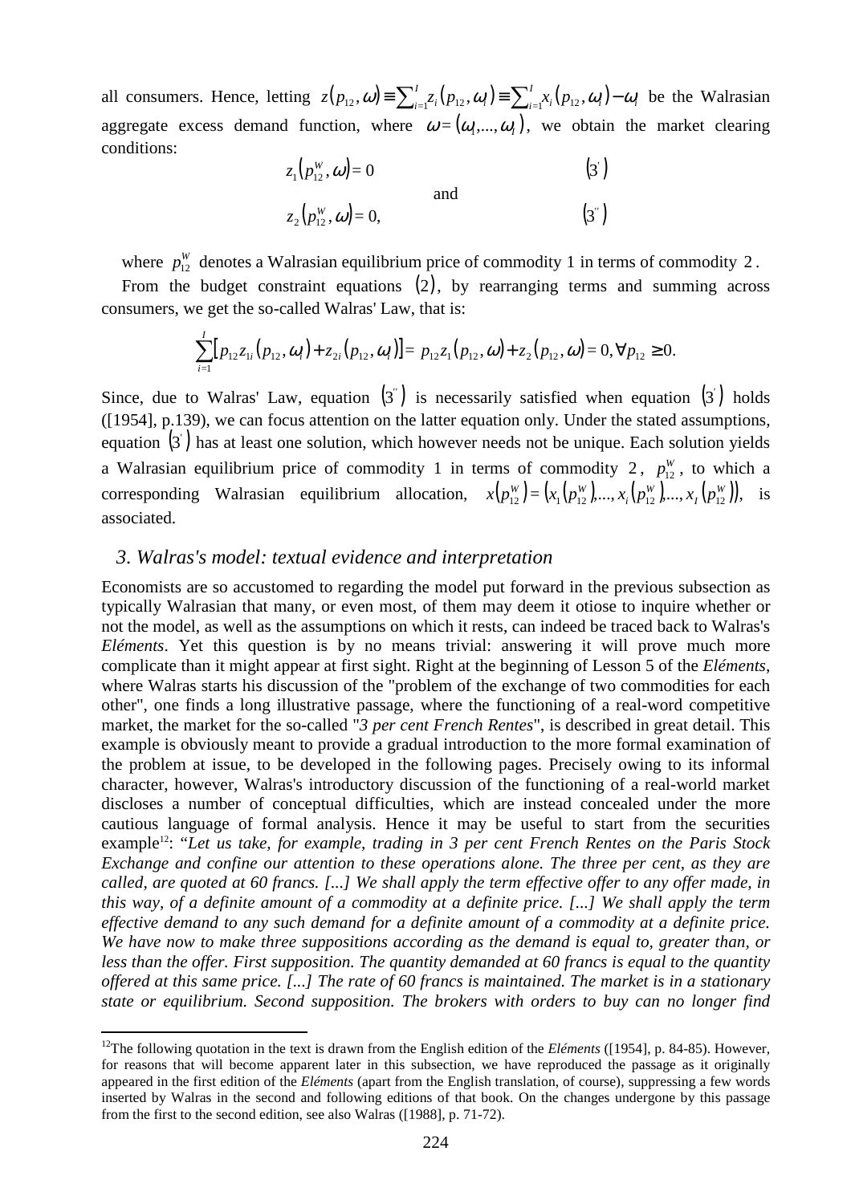all consumers. Hence, letting $z(p_{12},\omega) \equiv \sum_{i=1}^{I} z_i(p_{12},\omega_i) \equiv \sum_{i=1}^{I} x_i(p_{12},\omega_i) - \omega_i$ be the Walrasian aggregate excess demand function, where $\omega = (\omega_1,...,\omega_I)$, we obtain the market clearing conditions:

$$z_1(p_{12}^W,\omega) = 0 \qquad (3')$$

and

$$z_2(p_{12}^W,\omega) = 0, \qquad (3'')$$

where $p_{12}^W$ denotes a Walrasian equilibrium price of commodity 1 in terms of commodity 2.

From the budget constraint equations (2), by rearranging terms and summing across consumers, we get the so-called Walras' Law, that is:

$$\sum_{i=1}^{I} \left[ p_{12} z_{1i}(p_{12},\omega_i) + z_{2i}(p_{12},\omega_i) \right] = p_{12} z_1(p_{12},\omega) + z_2(p_{12},\omega) = 0, \forall p_{12} \geq 0.$$

Since, due to Walras' Law, equation $(3'')$ is necessarily satisfied when equation $(3')$ holds ([1954], p.139), we can focus attention on the latter equation only. Under the stated assumptions, equation $(3')$ has at least one solution, which however needs not be unique. Each solution yields a Walrasian equilibrium price of commodity 1 in terms of commodity 2, $p_{12}^W$, to which a corresponding Walrasian equilibrium allocation, $x(p_{12}^W) = (x_1(p_{12}^W),...,x_i(p_{12}^W),...,x_I(p_{12}^W))$, is associated.

## *3. Walras's model: textual evidence and interpretation*

Economists are so accustomed to regarding the model put forward in the previous subsection as typically Walrasian that many, or even most, of them may deem it otiose to inquire whether or not the model, as well as the assumptions on which it rests, can indeed be traced back to Walras's *Eléments*. Yet this question is by no means trivial: answering it will prove much more complicate than it might appear at first sight. Right at the beginning of Lesson 5 of the *Eléments*, where Walras starts his discussion of the "problem of the exchange of two commodities for each other", one finds a long illustrative passage, where the functioning of a real-word competitive market, the market for the so-called "*3 per cent French Rentes*", is described in great detail. This example is obviously meant to provide a gradual introduction to the more formal examination of the problem at issue, to be developed in the following pages. Precisely owing to its informal character, however, Walras's introductory discussion of the functioning of a real-world market discloses a number of conceptual difficulties, which are instead concealed under the more cautious language of formal analysis. Hence it may be useful to start from the securities example[12]: "*Let us take, for example, trading in 3 per cent French Rentes on the Paris Stock Exchange and confine our attention to these operations alone. The three per cent, as they are called, are quoted at 60 francs. [...] We shall apply the term effective offer to any offer made, in this way, of a definite amount of a commodity at a definite price. [...] We shall apply the term effective demand to any such demand for a definite amount of a commodity at a definite price. We have now to make three suppositions according as the demand is equal to, greater than, or less than the offer. First supposition. The quantity demanded at 60 francs is equal to the quantity offered at this same price. [...] The rate of 60 francs is maintained. The market is in a stationary state or equilibrium. Second supposition. The brokers with orders to buy can no longer find*

[12]The following quotation in the text is drawn from the English edition of the *Eléments* ([1954], p. 84-85). However, for reasons that will become apparent later in this subsection, we have reproduced the passage as it originally appeared in the first edition of the *Eléments* (apart from the English translation, of course), suppressing a few words inserted by Walras in the second and following editions of that book. On the changes undergone by this passage from the first to the second edition, see also Walras ([1988], p. 71-72).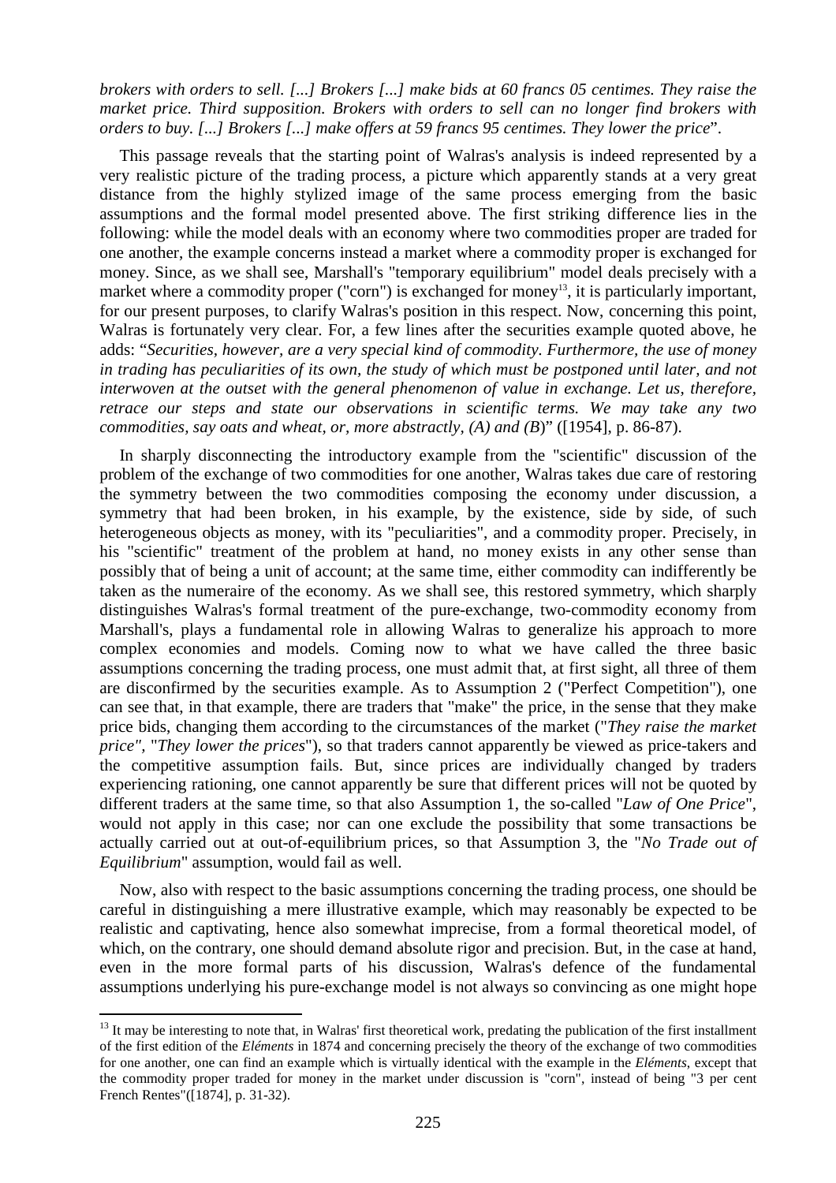*brokers with orders to sell. [...] Brokers [...] make bids at 60 francs 05 centimes. They raise the market price. Third supposition. Brokers with orders to sell can no longer find brokers with orders to buy. [...] Brokers [...] make offers at 59 francs 95 centimes. They lower the price*".

This passage reveals that the starting point of Walras's analysis is indeed represented by a very realistic picture of the trading process, a picture which apparently stands at a very great distance from the highly stylized image of the same process emerging from the basic assumptions and the formal model presented above. The first striking difference lies in the following: while the model deals with an economy where two commodities proper are traded for one another, the example concerns instead a market where a commodity proper is exchanged for money. Since, as we shall see, Marshall's "temporary equilibrium" model deals precisely with a market where a commodity proper ("corn") is exchanged for money[13], it is particularly important, for our present purposes, to clarify Walras's position in this respect. Now, concerning this point, Walras is fortunately very clear. For, a few lines after the securities example quoted above, he adds: "*Securities, however, are a very special kind of commodity. Furthermore, the use of money in trading has peculiarities of its own, the study of which must be postponed until later, and not interwoven at the outset with the general phenomenon of value in exchange. Let us, therefore, retrace our steps and state our observations in scientific terms. We may take any two commodities, say oats and wheat, or, more abstractly, (A) and (B*)" ([1954], p. 86-87).

In sharply disconnecting the introductory example from the "scientific" discussion of the problem of the exchange of two commodities for one another, Walras takes due care of restoring the symmetry between the two commodities composing the economy under discussion, a symmetry that had been broken, in his example, by the existence, side by side, of such heterogeneous objects as money, with its "peculiarities", and a commodity proper. Precisely, in his "scientific" treatment of the problem at hand, no money exists in any other sense than possibly that of being a unit of account; at the same time, either commodity can indifferently be taken as the numeraire of the economy. As we shall see, this restored symmetry, which sharply distinguishes Walras's formal treatment of the pure-exchange, two-commodity economy from Marshall's, plays a fundamental role in allowing Walras to generalize his approach to more complex economies and models. Coming now to what we have called the three basic assumptions concerning the trading process, one must admit that, at first sight, all three of them are disconfirmed by the securities example. As to Assumption 2 ("Perfect Competition"), one can see that, in that example, there are traders that "make" the price, in the sense that they make price bids, changing them according to the circumstances of the market ("*They raise the market price"*, "*They lower the prices*"), so that traders cannot apparently be viewed as price-takers and the competitive assumption fails. But, since prices are individually changed by traders experiencing rationing, one cannot apparently be sure that different prices will not be quoted by different traders at the same time, so that also Assumption 1, the so-called "*Law of One Price*", would not apply in this case; nor can one exclude the possibility that some transactions be actually carried out at out-of-equilibrium prices, so that Assumption 3, the "*No Trade out of Equilibrium*" assumption, would fail as well.

Now, also with respect to the basic assumptions concerning the trading process, one should be careful in distinguishing a mere illustrative example, which may reasonably be expected to be realistic and captivating, hence also somewhat imprecise, from a formal theoretical model, of which, on the contrary, one should demand absolute rigor and precision. But, in the case at hand, even in the more formal parts of his discussion, Walras's defence of the fundamental assumptions underlying his pure-exchange model is not always so convincing as one might hope

[13] It may be interesting to note that, in Walras' first theoretical work, predating the publication of the first installment of the first edition of the *Eléments* in 1874 and concerning precisely the theory of the exchange of two commodities for one another, one can find an example which is virtually identical with the example in the *Eléments*, except that the commodity proper traded for money in the market under discussion is "corn", instead of being "3 per cent French Rentes"([1874], p. 31-32).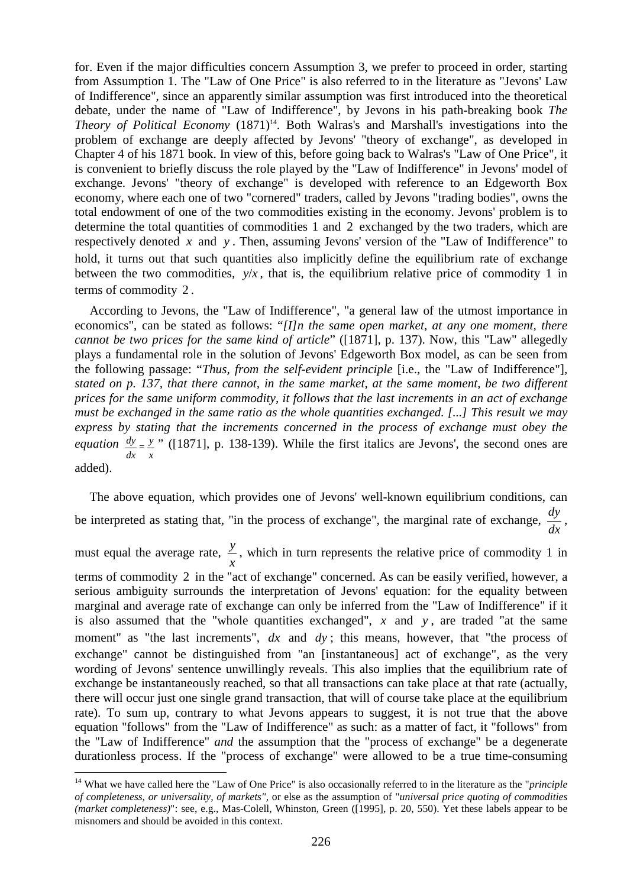for. Even if the major difficulties concern Assumption 3, we prefer to proceed in order, starting from Assumption 1. The "Law of One Price" is also referred to in the literature as "Jevons' Law of Indifference", since an apparently similar assumption was first introduced into the theoretical debate, under the name of "Law of Indifference", by Jevons in his path-breaking book *The Theory of Political Economy* (1871)[14]. Both Walras's and Marshall's investigations into the problem of exchange are deeply affected by Jevons' "theory of exchange", as developed in Chapter 4 of his 1871 book. In view of this, before going back to Walras's "Law of One Price", it is convenient to briefly discuss the role played by the "Law of Indifference" in Jevons' model of exchange. Jevons' "theory of exchange" is developed with reference to an Edgeworth Box economy, where each one of two "cornered" traders, called by Jevons "trading bodies", owns the total endowment of one of the two commodities existing in the economy. Jevons' problem is to determine the total quantities of commodities 1 and 2 exchanged by the two traders, which are respectively denoted $x$ and $y$. Then, assuming Jevons' version of the "Law of Indifference" to hold, it turns out that such quantities also implicitly define the equilibrium rate of exchange between the two commodities, $y/x$, that is, the equilibrium relative price of commodity 1 in terms of commodity 2.

According to Jevons, the "Law of Indifference", "a general law of the utmost importance in economics", can be stated as follows: "*[I]n the same open market, at any one moment, there cannot be two prices for the same kind of article*" ([1871], p. 137). Now, this "Law" allegedly plays a fundamental role in the solution of Jevons' Edgeworth Box model, as can be seen from the following passage: "*Thus, from the self-evident principle* [i.e., the "Law of Indifference"], *stated on p. 137, that there cannot, in the same market, at the same moment, be two different prices for the same uniform commodity, it follows that the last increments in an act of exchange must be exchanged in the same ratio as the whole quantities exchanged. [...] This result we may express by stating that the increments concerned in the process of exchange must obey the equation* $\frac{dy}{dx} = \frac{y}{x}$" ([1871], p. 138-139). While the first italics are Jevons', the second ones are added).

The above equation, which provides one of Jevons' well-known equilibrium conditions, can be interpreted as stating that, "in the process of exchange", the marginal rate of exchange, $\frac{dy}{dx}$, must equal the average rate, $\frac{y}{x}$, which in turn represents the relative price of commodity 1 in terms of commodity 2 in the "act of exchange" concerned. As can be easily verified, however, a serious ambiguity surrounds the interpretation of Jevons' equation: for the equality between marginal and average rate of exchange can only be inferred from the "Law of Indifference" if it is also assumed that the "whole quantities exchanged", $x$ and $y$, are traded "at the same moment" as "the last increments", $dx$ and $dy$; this means, however, that "the process of exchange" cannot be distinguished from "an [instantaneous] act of exchange", as the very wording of Jevons' sentence unwillingly reveals. This also implies that the equilibrium rate of exchange be instantaneously reached, so that all transactions can take place at that rate (actually, there will occur just one single grand transaction, that will of course take place at the equilibrium rate). To sum up, contrary to what Jevons appears to suggest, it is not true that the above equation "follows" from the "Law of Indifference" as such: as a matter of fact, it "follows" from the "Law of Indifference" *and* the assumption that the "process of exchange" be a degenerate durationless process. If the "process of exchange" were allowed to be a true time-consuming

---

[14] What we have called here the "Law of One Price" is also occasionally referred to in the literature as the "*principle of completeness, or universality, of markets"*, or else as the assumption of "*universal price quoting of commodities (market completeness)*": see, e.g., Mas-Colell, Whinston, Green ([1995], p. 20, 550). Yet these labels appear to be misnomers and should be avoided in this context.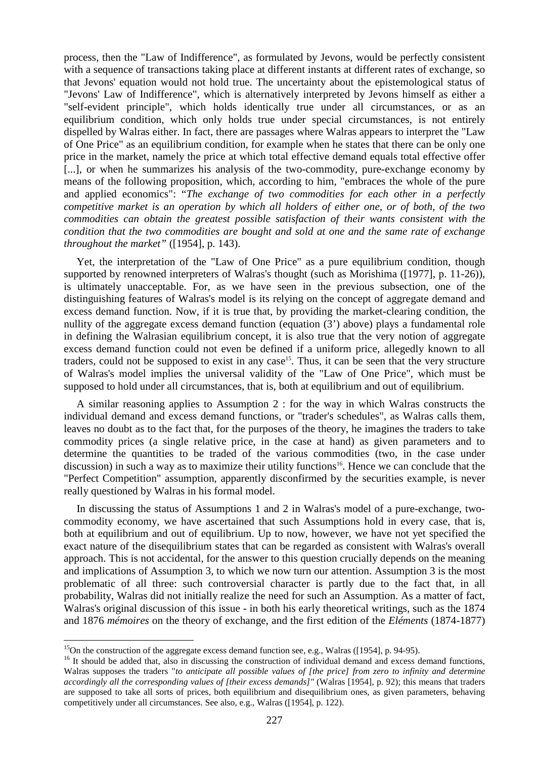process, then the "Law of Indifference", as formulated by Jevons, would be perfectly consistent with a sequence of transactions taking place at different instants at different rates of exchange, so that Jevons' equation would not hold true. The uncertainty about the epistemological status of "Jevons' Law of Indifference", which is alternatively interpreted by Jevons himself as either a "self-evident principle", which holds identically true under all circumstances, or as an equilibrium condition, which only holds true under special circumstances, is not entirely dispelled by Walras either. In fact, there are passages where Walras appears to interpret the "Law of One Price" as an equilibrium condition, for example when he states that there can be only one price in the market, namely the price at which total effective demand equals total effective offer [...], or when he summarizes his analysis of the two-commodity, pure-exchange economy by means of the following proposition, which, according to him, "embraces the whole of the pure and applied economics": "*The exchange of two commodities for each other in a perfectly competitive market is an operation by which all holders of either one, or of both, of the two commodities can obtain the greatest possible satisfaction of their wants consistent with the condition that the two commodities are bought and sold at one and the same rate of exchange throughout the market*" ([1954], p. 143).

Yet, the interpretation of the "Law of One Price" as a pure equilibrium condition, though supported by renowned interpreters of Walras's thought (such as Morishima ([1977], p. 11-26)), is ultimately unacceptable. For, as we have seen in the previous subsection, one of the distinguishing features of Walras's model is its relying on the concept of aggregate demand and excess demand function. Now, if it is true that, by providing the market-clearing condition, the nullity of the aggregate excess demand function (equation (3') above) plays a fundamental role in defining the Walrasian equilibrium concept, it is also true that the very notion of aggregate excess demand function could not even be defined if a uniform price, allegedly known to all traders, could not be supposed to exist in any case[15]. Thus, it can be seen that the very structure of Walras's model implies the universal validity of the "Law of One Price", which must be supposed to hold under all circumstances, that is, both at equilibrium and out of equilibrium.

A similar reasoning applies to Assumption 2 : for the way in which Walras constructs the individual demand and excess demand functions, or "trader's schedules", as Walras calls them, leaves no doubt as to the fact that, for the purposes of the theory, he imagines the traders to take commodity prices (a single relative price, in the case at hand) as given parameters and to determine the quantities to be traded of the various commodities (two, in the case under discussion) in such a way as to maximize their utility functions[16]. Hence we can conclude that the "Perfect Competition" assumption, apparently disconfirmed by the securities example, is never really questioned by Walras in his formal model.

In discussing the status of Assumptions 1 and 2 in Walras's model of a pure-exchange, two-commodity economy, we have ascertained that such Assumptions hold in every case, that is, both at equilibrium and out of equilibrium. Up to now, however, we have not yet specified the exact nature of the disequilibrium states that can be regarded as consistent with Walras's overall approach. This is not accidental, for the answer to this question crucially depends on the meaning and implications of Assumption 3, to which we now turn our attention. Assumption 3 is the most problematic of all three: such controversial character is partly due to the fact that, in all probability, Walras did not initially realize the need for such an Assumption. As a matter of fact, Walras's original discussion of this issue - in both his early theoretical writings, such as the 1874 and 1876 *mémoires* on the theory of exchange, and the first edition of the *Eléments* (1874-1877)

---

[15] On the construction of the aggregate excess demand function see, e.g., Walras ([1954], p. 94-95).

[16] It should be added that, also in discussing the construction of individual demand and excess demand functions, Walras supposes the traders "*to anticipate all possible values of [the price] from zero to infinity and determine accordingly all the corresponding values of [their excess demands]*" (Walras [1954], p. 92); this means that traders are supposed to take all sorts of prices, both equilibrium and disequilibrium ones, as given parameters, behaving competitively under all circumstances. See also, e.g., Walras ([1954], p. 122).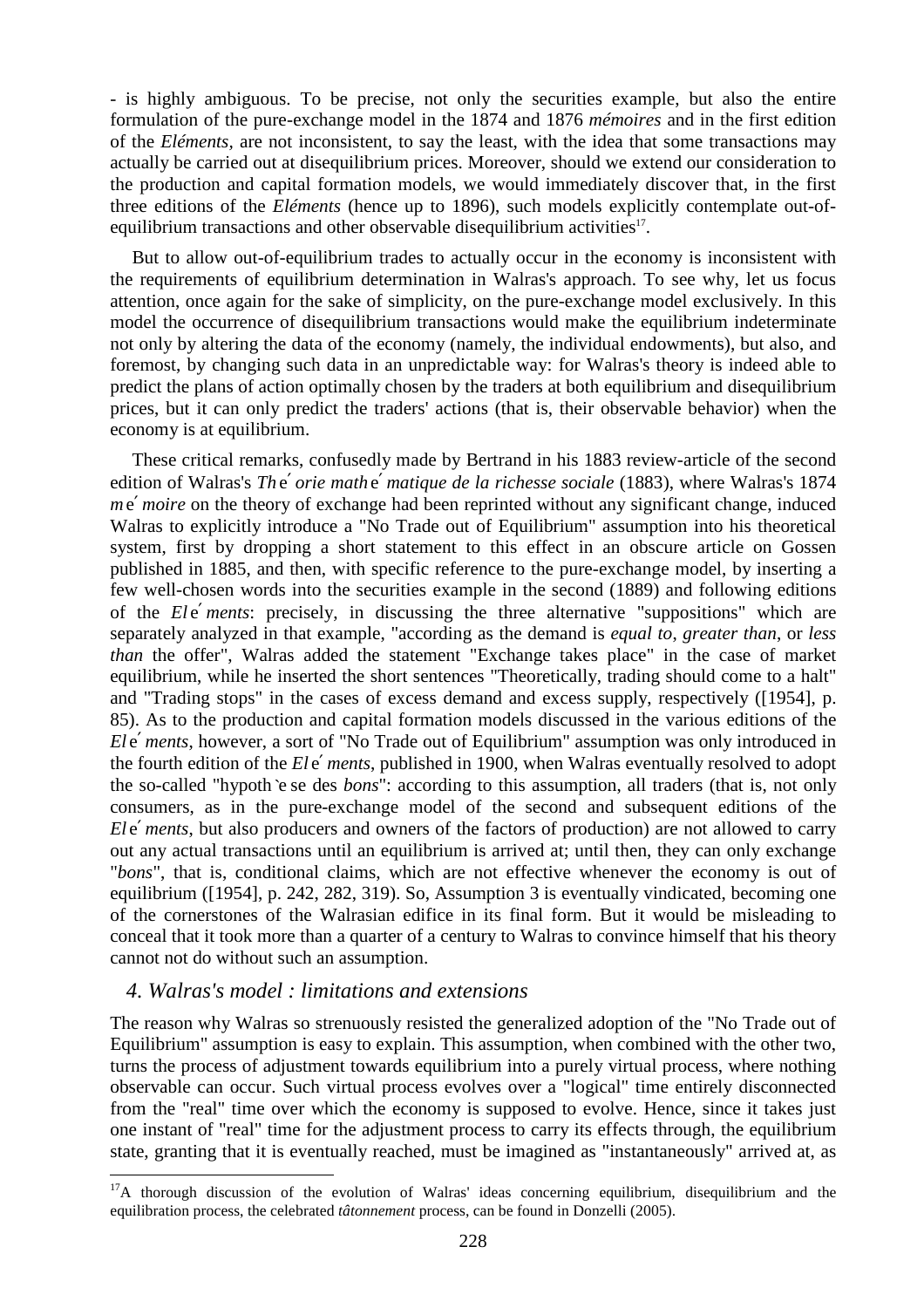- is highly ambiguous. To be precise, not only the securities example, but also the entire formulation of the pure-exchange model in the 1874 and 1876 *mémoires* and in the first edition of the *Eléments*, are not inconsistent, to say the least, with the idea that some transactions may actually be carried out at disequilibrium prices. Moreover, should we extend our consideration to the production and capital formation models, we would immediately discover that, in the first three editions of the *Eléments* (hence up to 1896), such models explicitly contemplate out-of-equilibrium transactions and other observable disequilibrium activities[17].

But to allow out-of-equilibrium trades to actually occur in the economy is inconsistent with the requirements of equilibrium determination in Walras's approach. To see why, let us focus attention, once again for the sake of simplicity, on the pure-exchange model exclusively. In this model the occurrence of disequilibrium transactions would make the equilibrium indeterminate not only by altering the data of the economy (namely, the individual endowments), but also, and foremost, by changing such data in an unpredictable way: for Walras's theory is indeed able to predict the plans of action optimally chosen by the traders at both equilibrium and disequilibrium prices, but it can only predict the traders' actions (that is, their observable behavior) when the economy is at equilibrium.

These critical remarks, confusedly made by Bertrand in his 1883 review-article of the second edition of Walras's *Théorie mathématique de la richesse sociale* (1883), where Walras's 1874 *mémoire* on the theory of exchange had been reprinted without any significant change, induced Walras to explicitly introduce a "No Trade out of Equilibrium" assumption into his theoretical system, first by dropping a short statement to this effect in an obscure article on Gossen published in 1885, and then, with specific reference to the pure-exchange model, by inserting a few well-chosen words into the securities example in the second (1889) and following editions of the *Eléments*: precisely, in discussing the three alternative "suppositions" which are separately analyzed in that example, "according as the demand is *equal to*, *greater than*, or *less than* the offer", Walras added the statement "Exchange takes place" in the case of market equilibrium, while he inserted the short sentences "Theoretically, trading should come to a halt" and "Trading stops" in the cases of excess demand and excess supply, respectively ([1954], p. 85). As to the production and capital formation models discussed in the various editions of the *Eléments*, however, a sort of "No Trade out of Equilibrium" assumption was only introduced in the fourth edition of the *Eléments*, published in 1900, when Walras eventually resolved to adopt the so-called "hypothèse des *bons*": according to this assumption, all traders (that is, not only consumers, as in the pure-exchange model of the second and subsequent editions of the *Eléments*, but also producers and owners of the factors of production) are not allowed to carry out any actual transactions until an equilibrium is arrived at; until then, they can only exchange "*bons*", that is, conditional claims, which are not effective whenever the economy is out of equilibrium ([1954], p. 242, 282, 319). So, Assumption 3 is eventually vindicated, becoming one of the cornerstones of the Walrasian edifice in its final form. But it would be misleading to conceal that it took more than a quarter of a century to Walras to convince himself that his theory cannot not do without such an assumption.

## *4. Walras's model : limitations and extensions*

The reason why Walras so strenuously resisted the generalized adoption of the "No Trade out of Equilibrium" assumption is easy to explain. This assumption, when combined with the other two, turns the process of adjustment towards equilibrium into a purely virtual process, where nothing observable can occur. Such virtual process evolves over a "logical" time entirely disconnected from the "real" time over which the economy is supposed to evolve. Hence, since it takes just one instant of "real" time for the adjustment process to carry its effects through, the equilibrium state, granting that it is eventually reached, must be imagined as "instantaneously" arrived at, as

---

[17] A thorough discussion of the evolution of Walras' ideas concerning equilibrium, disequilibrium and the equilibration process, the celebrated *tâtonnement* process, can be found in Donzelli (2005).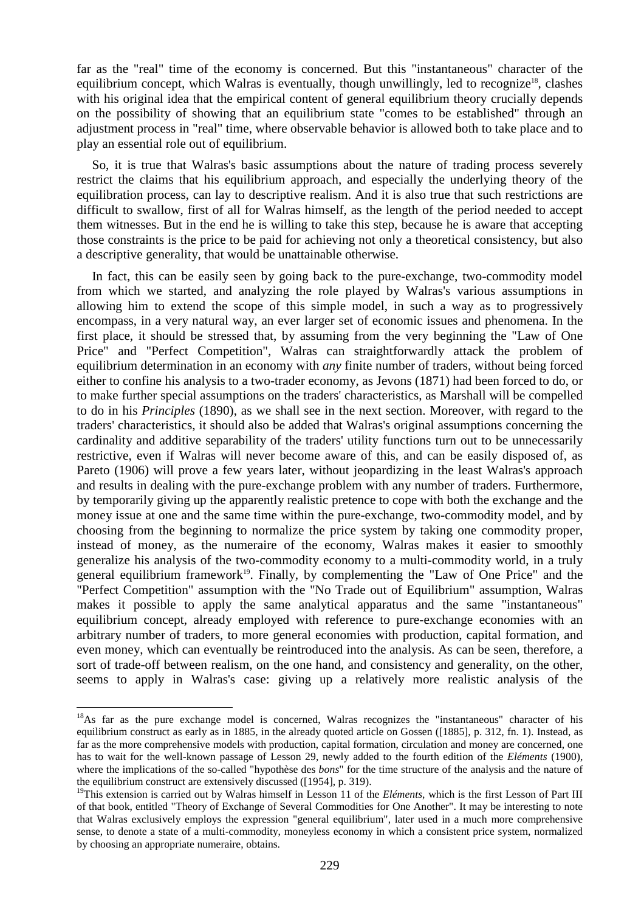far as the "real" time of the economy is concerned. But this "instantaneous" character of the equilibrium concept, which Walras is eventually, though unwillingly, led to recognize[18], clashes with his original idea that the empirical content of general equilibrium theory crucially depends on the possibility of showing that an equilibrium state "comes to be established" through an adjustment process in "real" time, where observable behavior is allowed both to take place and to play an essential role out of equilibrium.

So, it is true that Walras's basic assumptions about the nature of trading process severely restrict the claims that his equilibrium approach, and especially the underlying theory of the equilibration process, can lay to descriptive realism. And it is also true that such restrictions are difficult to swallow, first of all for Walras himself, as the length of the period needed to accept them witnesses. But in the end he is willing to take this step, because he is aware that accepting those constraints is the price to be paid for achieving not only a theoretical consistency, but also a descriptive generality, that would be unattainable otherwise.

In fact, this can be easily seen by going back to the pure-exchange, two-commodity model from which we started, and analyzing the role played by Walras's various assumptions in allowing him to extend the scope of this simple model, in such a way as to progressively encompass, in a very natural way, an ever larger set of economic issues and phenomena. In the first place, it should be stressed that, by assuming from the very beginning the "Law of One Price" and "Perfect Competition", Walras can straightforwardly attack the problem of equilibrium determination in an economy with *any* finite number of traders, without being forced either to confine his analysis to a two-trader economy, as Jevons (1871) had been forced to do, or to make further special assumptions on the traders' characteristics, as Marshall will be compelled to do in his *Principles* (1890), as we shall see in the next section. Moreover, with regard to the traders' characteristics, it should also be added that Walras's original assumptions concerning the cardinality and additive separability of the traders' utility functions turn out to be unnecessarily restrictive, even if Walras will never become aware of this, and can be easily disposed of, as Pareto (1906) will prove a few years later, without jeopardizing in the least Walras's approach and results in dealing with the pure-exchange problem with any number of traders. Furthermore, by temporarily giving up the apparently realistic pretence to cope with both the exchange and the money issue at one and the same time within the pure-exchange, two-commodity model, and by choosing from the beginning to normalize the price system by taking one commodity proper, instead of money, as the numeraire of the economy, Walras makes it easier to smoothly generalize his analysis of the two-commodity economy to a multi-commodity world, in a truly general equilibrium framework[19]. Finally, by complementing the "Law of One Price" and the "Perfect Competition" assumption with the "No Trade out of Equilibrium" assumption, Walras makes it possible to apply the same analytical apparatus and the same "instantaneous" equilibrium concept, already employed with reference to pure-exchange economies with an arbitrary number of traders, to more general economies with production, capital formation, and even money, which can eventually be reintroduced into the analysis. As can be seen, therefore, a sort of trade-off between realism, on the one hand, and consistency and generality, on the other, seems to apply in Walras's case: giving up a relatively more realistic analysis of the

---

[18] As far as the pure exchange model is concerned, Walras recognizes the "instantaneous" character of his equilibrium construct as early as in 1885, in the already quoted article on Gossen ([1885], p. 312, fn. 1). Instead, as far as the more comprehensive models with production, capital formation, circulation and money are concerned, one has to wait for the well-known passage of Lesson 29, newly added to the fourth edition of the *Eléments* (1900), where the implications of the so-called "hypothèse des *bons*" for the time structure of the analysis and the nature of the equilibrium construct are extensively discussed ([1954], p. 319).

[19] This extension is carried out by Walras himself in Lesson 11 of the *Eléments*, which is the first Lesson of Part III of that book, entitled "Theory of Exchange of Several Commodities for One Another". It may be interesting to note that Walras exclusively employs the expression "general equilibrium", later used in a much more comprehensive sense, to denote a state of a multi-commodity, moneyless economy in which a consistent price system, normalized by choosing an appropriate numeraire, obtains.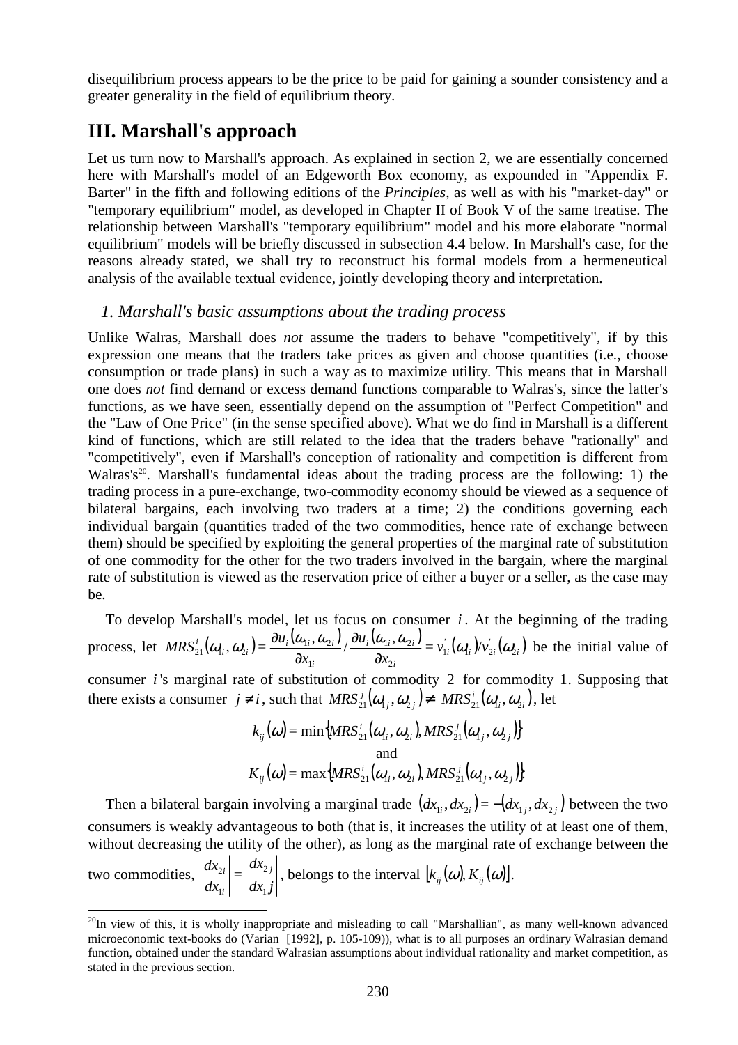disequilibrium process appears to be the price to be paid for gaining a sounder consistency and a greater generality in the field of equilibrium theory.

## III. Marshall's approach

Let us turn now to Marshall's approach. As explained in section 2, we are essentially concerned here with Marshall's model of an Edgeworth Box economy, as expounded in "Appendix F. Barter" in the fifth and following editions of the *Principles*, as well as with his "market-day" or "temporary equilibrium" model, as developed in Chapter II of Book V of the same treatise. The relationship between Marshall's "temporary equilibrium" model and his more elaborate "normal equilibrium" models will be briefly discussed in subsection 4.4 below. In Marshall's case, for the reasons already stated, we shall try to reconstruct his formal models from a hermeneutical analysis of the available textual evidence, jointly developing theory and interpretation.

### *1. Marshall's basic assumptions about the trading process*

Unlike Walras, Marshall does *not* assume the traders to behave "competitively", if by this expression one means that the traders take prices as given and choose quantities (i.e., choose consumption or trade plans) in such a way as to maximize utility. This means that in Marshall one does *not* find demand or excess demand functions comparable to Walras's, since the latter's functions, as we have seen, essentially depend on the assumption of "Perfect Competition" and the "Law of One Price" (in the sense specified above). What we do find in Marshall is a different kind of functions, which are still related to the idea that the traders behave "rationally" and "competitively", even if Marshall's conception of rationality and competition is different from Walras's[20]. Marshall's fundamental ideas about the trading process are the following: 1) the trading process in a pure-exchange, two-commodity economy should be viewed as a sequence of bilateral bargains, each involving two traders at a time; 2) the conditions governing each individual bargain (quantities traded of the two commodities, hence rate of exchange between them) should be specified by exploiting the general properties of the marginal rate of substitution of one commodity for the other for the two traders involved in the bargain, where the marginal rate of substitution is viewed as the reservation price of either a buyer or a seller, as the case may be.

To develop Marshall's model, let us focus on consumer $i$. At the beginning of the trading process, let $MRS_{21}^{i}(\omega_{1i},\omega_{2i}) = \dfrac{\partial u_i(\omega_{1i},\omega_{2i})}{\partial x_{1i}} / \dfrac{\partial u_i(\omega_{1i},\omega_{2i})}{\partial x_{2i}} = v_{1i}^{'}(\omega_{1i})/v_{2i}^{'}(\omega_{2i})$ be the initial value of consumer $i$'s marginal rate of substitution of commodity 2 for commodity 1. Supposing that there exists a consumer $j \neq i$, such that $MRS_{21}^{j}(\omega_{1j},\omega_{2j}) \neq MRS_{21}^{i}(\omega_{1i},\omega_{2i})$, let

$$k_{ij}(\omega) = \min\{MRS_{21}^{i}(\omega_{1i},\omega_{2i}), MRS_{21}^{j}(\omega_{1j},\omega_{2j})\}$$
$$\text{and}$$
$$K_{ij}(\omega) = \max\{MRS_{21}^{i}(\omega_{1i},\omega_{2i}), MRS_{21}^{j}(\omega_{1j},\omega_{2j})\}.$$

Then a bilateral bargain involving a marginal trade $(dx_{1i},dx_{2i}) = -(dx_{1j},dx_{2j})$ between the two consumers is weakly advantageous to both (that is, it increases the utility of at least one of them, without decreasing the utility of the other), as long as the marginal rate of exchange between the two commodities, $\left|\dfrac{dx_{2i}}{dx_{1i}}\right| = \left|\dfrac{dx_{2j}}{dx_{1}j}\right|$, belongs to the interval $[k_{ij}(\omega), K_{ij}(\omega)]$.

---

[20] In view of this, it is wholly inappropriate and misleading to call "Marshallian", as many well-known advanced microeconomic text-books do (Varian [1992], p. 105-109)), what is to all purposes an ordinary Walrasian demand function, obtained under the standard Walrasian assumptions about individual rationality and market competition, as stated in the previous section.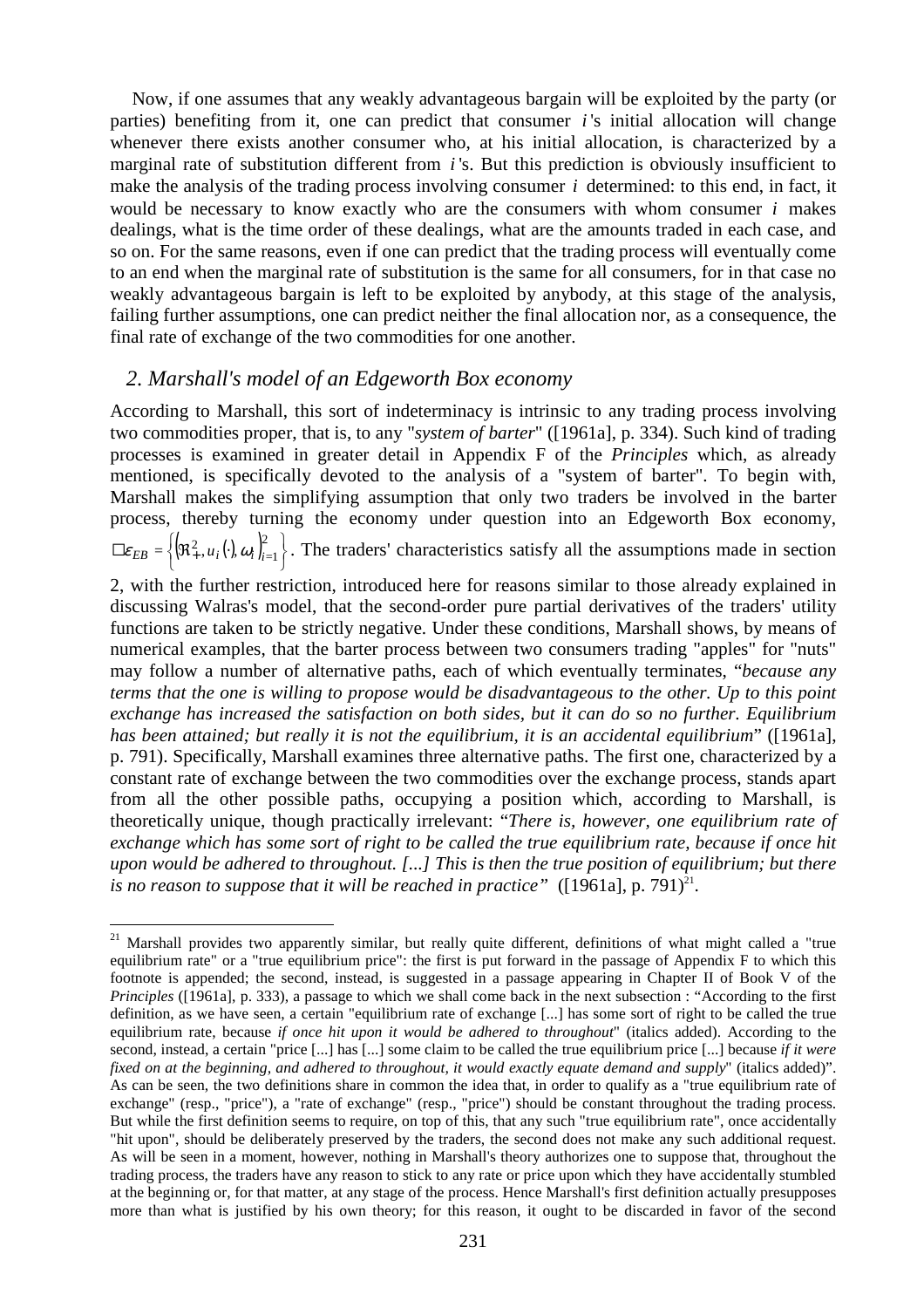Now, if one assumes that any weakly advantageous bargain will be exploited by the party (or parties) benefiting from it, one can predict that consumer $i$'s initial allocation will change whenever there exists another consumer who, at his initial allocation, is characterized by a marginal rate of substitution different from $i$'s. But this prediction is obviously insufficient to make the analysis of the trading process involving consumer $i$ determined: to this end, in fact, it would be necessary to know exactly who are the consumers with whom consumer $i$ makes dealings, what is the time order of these dealings, what are the amounts traded in each case, and so on. For the same reasons, even if one can predict that the trading process will eventually come to an end when the marginal rate of substitution is the same for all consumers, for in that case no weakly advantageous bargain is left to be exploited by anybody, at this stage of the analysis, failing further assumptions, one can predict neither the final allocation nor, as a consequence, the final rate of exchange of the two commodities for one another.

## *2. Marshall's model of an Edgeworth Box economy*

According to Marshall, this sort of indeterminacy is intrinsic to any trading process involving two commodities proper, that is, to any "*system of barter*" ([1961a], p. 334). Such kind of trading processes is examined in greater detail in Appendix F of the *Principles* which, as already mentioned, is specifically devoted to the analysis of a "system of barter". To begin with, Marshall makes the simplifying assumption that only two traders be involved in the barter process, thereby turning the economy under question into an Edgeworth Box economy, $\varepsilon_{EB} = \left\{\left(\Re^2_+, u_i(\cdot), \omega_i\right)_{i=1}^2\right\}$. The traders' characteristics satisfy all the assumptions made in section 2, with the further restriction, introduced here for reasons similar to those already explained in discussing Walras's model, that the second-order pure partial derivatives of the traders' utility functions are taken to be strictly negative. Under these conditions, Marshall shows, by means of numerical examples, that the barter process between two consumers trading "apples" for "nuts" may follow a number of alternative paths, each of which eventually terminates, "*because any terms that the one is willing to propose would be disadvantageous to the other. Up to this point exchange has increased the satisfaction on both sides, but it can do so no further. Equilibrium has been attained; but really it is not the equilibrium, it is an accidental equilibrium*" ([1961a], p. 791). Specifically, Marshall examines three alternative paths. The first one, characterized by a constant rate of exchange between the two commodities over the exchange process, stands apart from all the other possible paths, occupying a position which, according to Marshall, is theoretically unique, though practically irrelevant: "*There is, however, one equilibrium rate of exchange which has some sort of right to be called the true equilibrium rate, because if once hit upon would be adhered to throughout. [...] This is then the true position of equilibrium; but there is no reason to suppose that it will be reached in practice*" ([1961a], p. 791)[21].

[21] Marshall provides two apparently similar, but really quite different, definitions of what might called a "true equilibrium rate" or a "true equilibrium price": the first is put forward in the passage of Appendix F to which this footnote is appended; the second, instead, is suggested in a passage appearing in Chapter II of Book V of the *Principles* ([1961a], p. 333), a passage to which we shall come back in the next subsection : "According to the first definition, as we have seen, a certain "equilibrium rate of exchange [...] has some sort of right to be called the true equilibrium rate, because *if once hit upon it would be adhered to throughout*" (italics added). According to the second, instead, a certain "price [...] has [...] some claim to be called the true equilibrium price [...] because *if it were fixed on at the beginning, and adhered to throughout, it would exactly equate demand and supply*" (italics added)". As can be seen, the two definitions share in common the idea that, in order to qualify as a "true equilibrium rate of exchange" (resp., "price"), a "rate of exchange" (resp., "price") should be constant throughout the trading process. But while the first definition seems to require, on top of this, that any such "true equilibrium rate", once accidentally "hit upon", should be deliberately preserved by the traders, the second does not make any such additional request. As will be seen in a moment, however, nothing in Marshall's theory authorizes one to suppose that, throughout the trading process, the traders have any reason to stick to any rate or price upon which they have accidentally stumbled at the beginning or, for that matter, at any stage of the process. Hence Marshall's first definition actually presupposes more than what is justified by his own theory; for this reason, it ought to be discarded in favor of the second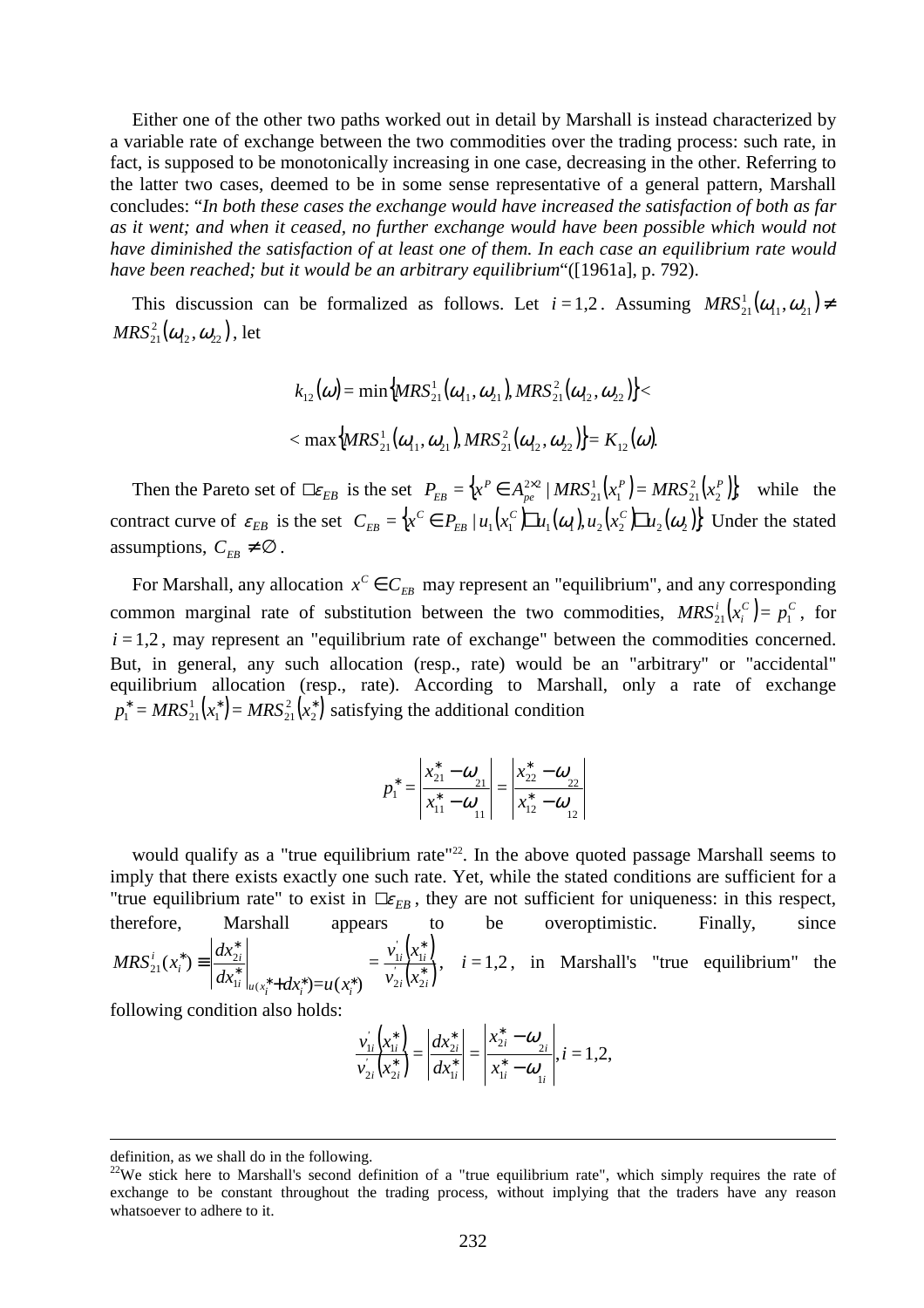Either one of the other two paths worked out in detail by Marshall is instead characterized by a variable rate of exchange between the two commodities over the trading process: such rate, in fact, is supposed to be monotonically increasing in one case, decreasing in the other. Referring to the latter two cases, deemed to be in some sense representative of a general pattern, Marshall concludes: "*In both these cases the exchange would have increased the satisfaction of both as far as it went; and when it ceased, no further exchange would have been possible which would not have diminished the satisfaction of at least one of them. In each case an equilibrium rate would have been reached; but it would be an arbitrary equilibrium*"([1961a], p. 792).

This discussion can be formalized as follows. Let $i = 1,2$. Assuming $MRS^1_{21}(\omega_{11}, \omega_{21}) \neq MRS^2_{21}(\omega_{12}, \omega_{22})$, let

$$k_{12}(\omega) = \min\{MRS^1_{21}(\omega_{11}, \omega_{21}), MRS^2_{21}(\omega_{12}, \omega_{22})\} <$$

$$< \max\{MRS^1_{21}(\omega_{11}, \omega_{21}), MRS^2_{21}(\omega_{12}, \omega_{22})\} = K_{12}(\omega).$$

Then the Pareto set of $\square\varepsilon_{EB}$ is the set $P_{EB} = \{x^P \in A^{2\times 2}_{pe} \mid MRS^1_{21}(x^P_1) = MRS^2_{21}(x^P_2)\}$, while the contract curve of $\varepsilon_{EB}$ is the set $C_{EB} = \{x^C \in P_{EB} \mid u_1(x^C_1) \square u_1(\omega_1), u_2(x^C_2) \square u_2(\omega_2)\}$. Under the stated assumptions, $C_{EB} \neq \varnothing$.

For Marshall, any allocation $x^C \in C_{EB}$ may represent an "equilibrium", and any corresponding common marginal rate of substitution between the two commodities, $MRS^i_{21}(x^C_i) = p^C_1$, for $i = 1,2$, may represent an "equilibrium rate of exchange" between the commodities concerned. But, in general, any such allocation (resp., rate) would be an "arbitrary" or "accidental" equilibrium allocation (resp., rate). According to Marshall, only a rate of exchange $p^*_1 = MRS^1_{21}(x^*_1) = MRS^2_{21}(x^*_2)$ satisfying the additional condition

$$p^*_1 = \left| \frac{x^*_{21} - \omega_{21}}{x^*_{11} - \omega_{11}} \right| = \left| \frac{x^*_{22} - \omega_{22}}{x^*_{12} - \omega_{12}} \right|$$

would qualify as a "true equilibrium rate"[22]. In the above quoted passage Marshall seems to imply that there exists exactly one such rate. Yet, while the stated conditions are sufficient for a "true equilibrium rate" to exist in $\square\varepsilon_{EB}$, they are not sufficient for uniqueness: in this respect, therefore, Marshall appears to be overoptimistic. Finally, since $MRS^i_{21}(x^*_i) \equiv \left| \frac{dx^*_{2i}}{dx^*_{1i}} \right|_{u(x^*_i + dx^*_i) = u(x^*_i)} = \frac{v'_{1i}(x^*_{1i})}{v'_{2i}(x^*_{2i})}$, $i = 1,2$, in Marshall's "true equilibrium" the following condition also holds:

$$\frac{v'_{1i}(x^*_{1i})}{v'_{2i}(x^*_{2i})} = \left| \frac{dx^*_{2i}}{dx^*_{1i}} \right| = \left| \frac{x^*_{2i} - \omega_{2i}}{x^*_{1i} - \omega_{1i}} \right|, i = 1,2,$$

---

definition, as we shall do in the following.

[22]We stick here to Marshall's second definition of a "true equilibrium rate", which simply requires the rate of exchange to be constant throughout the trading process, without implying that the traders have any reason whatsoever to adhere to it.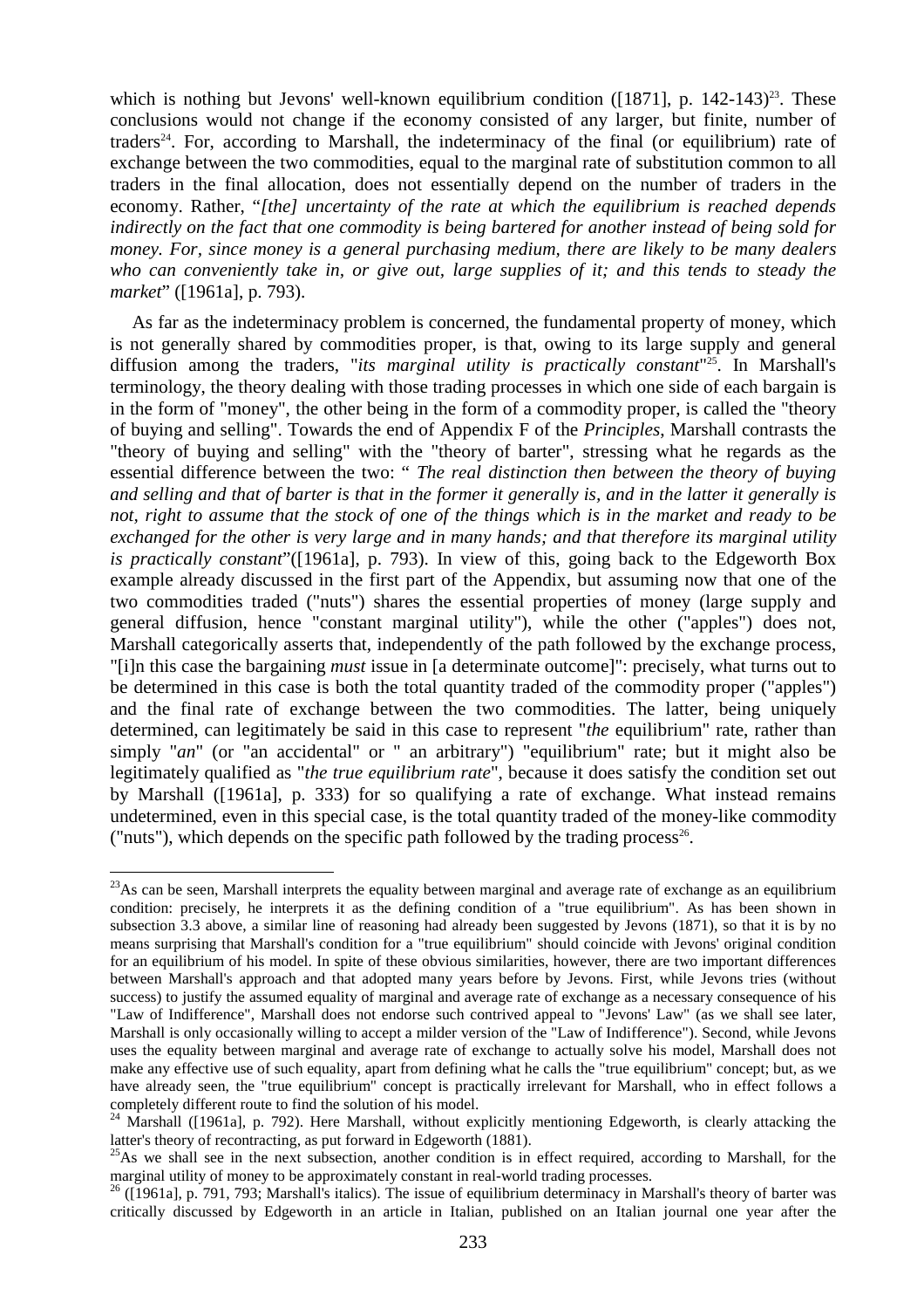which is nothing but Jevons' well-known equilibrium condition ([1871], p. 142-143)[23]. These conclusions would not change if the economy consisted of any larger, but finite, number of traders[24]. For, according to Marshall, the indeterminacy of the final (or equilibrium) rate of exchange between the two commodities, equal to the marginal rate of substitution common to all traders in the final allocation, does not essentially depend on the number of traders in the economy. Rather, "*[the] uncertainty of the rate at which the equilibrium is reached depends indirectly on the fact that one commodity is being bartered for another instead of being sold for money. For, since money is a general purchasing medium, there are likely to be many dealers who can conveniently take in, or give out, large supplies of it; and this tends to steady the market*" ([1961a], p. 793).

As far as the indeterminacy problem is concerned, the fundamental property of money, which is not generally shared by commodities proper, is that, owing to its large supply and general diffusion among the traders, "*its marginal utility is practically constant*"[25]. In Marshall's terminology, the theory dealing with those trading processes in which one side of each bargain is in the form of "money", the other being in the form of a commodity proper, is called the "theory of buying and selling". Towards the end of Appendix F of the *Principles,* Marshall contrasts the "theory of buying and selling" with the "theory of barter", stressing what he regards as the essential difference between the two: " *The real distinction then between the theory of buying and selling and that of barter is that in the former it generally is, and in the latter it generally is not, right to assume that the stock of one of the things which is in the market and ready to be exchanged for the other is very large and in many hands; and that therefore its marginal utility is practically constant*"([1961a], p. 793). In view of this, going back to the Edgeworth Box example already discussed in the first part of the Appendix, but assuming now that one of the two commodities traded ("nuts") shares the essential properties of money (large supply and general diffusion, hence "constant marginal utility"), while the other ("apples") does not, Marshall categorically asserts that, independently of the path followed by the exchange process, "[i]n this case the bargaining *must* issue in [a determinate outcome]": precisely, what turns out to be determined in this case is both the total quantity traded of the commodity proper ("apples") and the final rate of exchange between the two commodities. The latter, being uniquely determined, can legitimately be said in this case to represent "*the* equilibrium" rate, rather than simply "*an*" (or "an accidental" or " an arbitrary") "equilibrium" rate; but it might also be legitimately qualified as "*the true equilibrium rate*", because it does satisfy the condition set out by Marshall ([1961a], p. 333) for so qualifying a rate of exchange. What instead remains undetermined, even in this special case, is the total quantity traded of the money-like commodity ("nuts"), which depends on the specific path followed by the trading process[26].

---

[23] As can be seen, Marshall interprets the equality between marginal and average rate of exchange as an equilibrium condition: precisely, he interprets it as the defining condition of a "true equilibrium". As has been shown in subsection 3.3 above, a similar line of reasoning had already been suggested by Jevons (1871), so that it is by no means surprising that Marshall's condition for a "true equilibrium" should coincide with Jevons' original condition for an equilibrium of his model. In spite of these obvious similarities, however, there are two important differences between Marshall's approach and that adopted many years before by Jevons. First, while Jevons tries (without success) to justify the assumed equality of marginal and average rate of exchange as a necessary consequence of his "Law of Indifference", Marshall does not endorse such contrived appeal to "Jevons' Law" (as we shall see later, Marshall is only occasionally willing to accept a milder version of the "Law of Indifference"). Second, while Jevons uses the equality between marginal and average rate of exchange to actually solve his model, Marshall does not make any effective use of such equality, apart from defining what he calls the "true equilibrium" concept; but, as we have already seen, the "true equilibrium" concept is practically irrelevant for Marshall, who in effect follows a completely different route to find the solution of his model.

[24] Marshall ([1961a], p. 792). Here Marshall, without explicitly mentioning Edgeworth, is clearly attacking the latter's theory of recontracting, as put forward in Edgeworth (1881).

[25] As we shall see in the next subsection, another condition is in effect required, according to Marshall, for the marginal utility of money to be approximately constant in real-world trading processes.

[26] ([1961a], p. 791, 793; Marshall's italics). The issue of equilibrium determinacy in Marshall's theory of barter was critically discussed by Edgeworth in an article in Italian, published on an Italian journal one year after the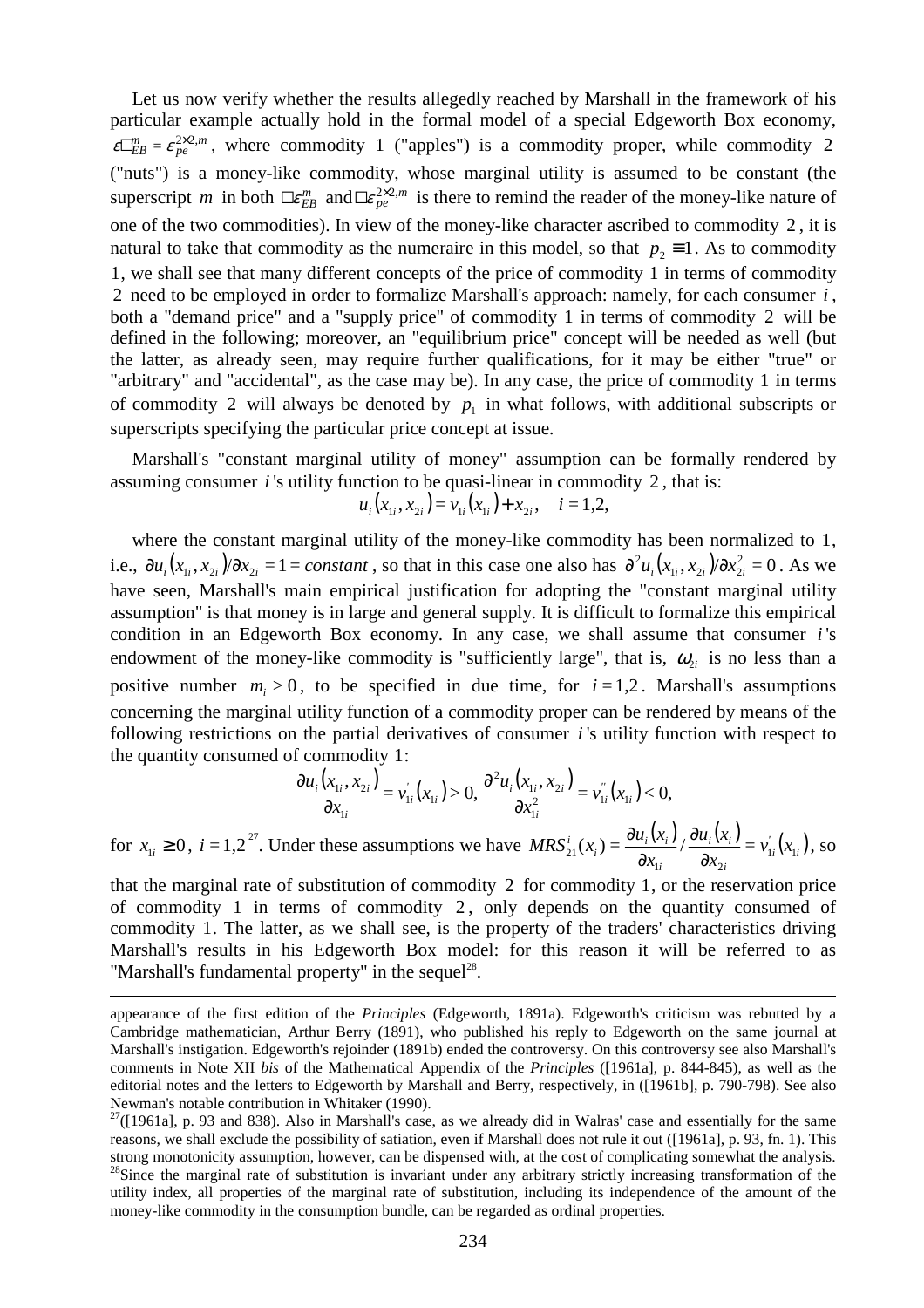Let us now verify whether the results allegedly reached by Marshall in the framework of his particular example actually hold in the formal model of a special Edgeworth Box economy, $\varepsilon_{EB}^{m} = \varepsilon_{pe}^{2\times 2,m}$, where commodity 1 ("apples") is a commodity proper, while commodity 2 ("nuts") is a money-like commodity, whose marginal utility is assumed to be constant (the superscript $m$ in both $\varepsilon_{EB}^{m}$ and $\varepsilon_{pe}^{2\times 2,m}$ is there to remind the reader of the money-like nature of one of the two commodities). In view of the money-like character ascribed to commodity 2, it is natural to take that commodity as the numeraire in this model, so that $p_2 \equiv 1$. As to commodity 1, we shall see that many different concepts of the price of commodity 1 in terms of commodity 2 need to be employed in order to formalize Marshall's approach: namely, for each consumer $i$, both a "demand price" and a "supply price" of commodity 1 in terms of commodity 2 will be defined in the following; moreover, an "equilibrium price" concept will be needed as well (but the latter, as already seen, may require further qualifications, for it may be either "true" or "arbitrary" and "accidental", as the case may be). In any case, the price of commodity 1 in terms of commodity 2 will always be denoted by $p_1$ in what follows, with additional subscripts or superscripts specifying the particular price concept at issue.

Marshall's "constant marginal utility of money" assumption can be formally rendered by assuming consumer $i$'s utility function to be quasi-linear in commodity 2, that is:

$$u_i(x_{1i}, x_{2i}) = v_{1i}(x_{1i}) + x_{2i}, \quad i = 1,2,$$

where the constant marginal utility of the money-like commodity has been normalized to 1, i.e., $\partial u_i(x_{1i}, x_{2i})/\partial x_{2i} = 1 = constant$, so that in this case one also has $\partial^2 u_i(x_{1i}, x_{2i})/\partial x_{2i}^2 = 0$. As we have seen, Marshall's main empirical justification for adopting the "constant marginal utility assumption" is that money is in large and general supply. It is difficult to formalize this empirical condition in an Edgeworth Box economy. In any case, we shall assume that consumer $i$'s endowment of the money-like commodity is "sufficiently large", that is, $\omega_{2i}$ is no less than a positive number $m_i > 0$, to be specified in due time, for $i = 1,2$. Marshall's assumptions concerning the marginal utility function of a commodity proper can be rendered by means of the following restrictions on the partial derivatives of consumer $i$'s utility function with respect to the quantity consumed of commodity 1:

$$\frac{\partial u_i(x_{1i}, x_{2i})}{\partial x_{1i}} = v_{1i}'(x_{1i}) > 0, \ \frac{\partial^2 u_i(x_{1i}, x_{2i})}{\partial x_{1i}^2} = v_{1i}''(x_{1i}) < 0,$$

for $x_{1i} \geq 0$, $i = 1,2$[27]. Under these assumptions we have $MRS_{21}^{i}(x_i) = \dfrac{\partial u_i(x_i)}{\partial x_{1i}} / \dfrac{\partial u_i(x_i)}{\partial x_{2i}} = v_{1i}'(x_{1i})$, so that the marginal rate of substitution of commodity 2 for commodity 1, or the reservation price of commodity 1 in terms of commodity 2, only depends on the quantity consumed of commodity 1. The latter, as we shall see, is the property of the traders' characteristics driving Marshall's results in his Edgeworth Box model: for this reason it will be referred to as "Marshall's fundamental property" in the sequel[28].

---

appearance of the first edition of the *Principles* (Edgeworth, 1891a). Edgeworth's criticism was rebutted by a Cambridge mathematician, Arthur Berry (1891), who published his reply to Edgeworth on the same journal at Marshall's instigation. Edgeworth's rejoinder (1891b) ended the controversy. On this controversy see also Marshall's comments in Note XII *bis* of the Mathematical Appendix of the *Principles* ([1961a], p. 844-845), as well as the editorial notes and the letters to Edgeworth by Marshall and Berry, respectively, in ([1961b], p. 790-798). See also Newman's notable contribution in Whitaker (1990).

[27]([1961a], p. 93 and 838). Also in Marshall's case, as we already did in Walras' case and essentially for the same reasons, we shall exclude the possibility of satiation, even if Marshall does not rule it out ([1961a], p. 93, fn. 1). This strong monotonicity assumption, however, can be dispensed with, at the cost of complicating somewhat the analysis.

[28]Since the marginal rate of substitution is invariant under any arbitrary strictly increasing transformation of the utility index, all properties of the marginal rate of substitution, including its independence of the amount of the money-like commodity in the consumption bundle, can be regarded as ordinal properties.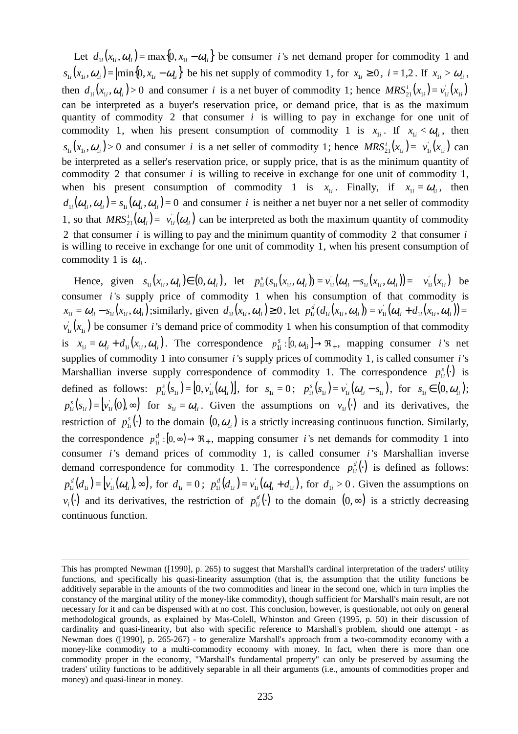Let $d_{1i}(x_{1i}, \omega_{1i}) = \max\{0, x_{1i} - \omega_{1i}\}$ be consumer $i$'s net demand proper for commodity 1 and $s_{1i}(x_{1i}, \omega_{1i}) = |\min\{0, x_{1i} - \omega_{1i}\}|$ be his net supply of commodity 1, for $x_{1i} \geq 0$, $i = 1,2$. If $x_{1i} > \omega_{1i}$, then $d_{1i}(x_{1i}, \omega_{1i}) > 0$ and consumer $i$ is a net buyer of commodity 1; hence $MRS_{21}^{i}(x_{1i}) = v_{1i}^{'}(x_{1i})$ can be interpreted as a buyer's reservation price, or demand price, that is as the maximum quantity of commodity 2 that consumer $i$ is willing to pay in exchange for one unit of commodity 1, when his present consumption of commodity 1 is $x_{1i}$. If $x_{1i} < \omega_{1i}$, then $s_{1i}(x_{1i}, \omega_{1i}) > 0$ and consumer $i$ is a net seller of commodity 1; hence $MRS_{21}^{i}(x_{1i}) = v_{1i}^{'}(x_{1i})$ can be interpreted as a seller's reservation price, or supply price, that is as the minimum quantity of commodity 2 that consumer $i$ is willing to receive in exchange for one unit of commodity 1, when his present consumption of commodity 1 is $x_{1i}$. Finally, if $x_{1i} = \omega_{1i}$, then $d_{1i}(\omega_{1i}, \omega_{1i}) = s_{1i}(\omega_{1i}, \omega_{1i}) = 0$ and consumer $i$ is neither a net buyer nor a net seller of commodity 1, so that $MRS_{21}^{i}(\omega_{1i}) = v_{1i}^{'}(\omega_{1i})$ can be interpreted as both the maximum quantity of commodity 2 that consumer $i$ is willing to pay and the minimum quantity of commodity 2 that consumer $i$ is willing to receive in exchange for one unit of commodity 1, when his present consumption of commodity 1 is $\omega_{1i}$.

Hence, given $s_{1i}(x_{1i}, \omega_{1i}) \in (0, \omega_{1i})$, let $p_{1i}^{s}(s_{1i}(x_{1i}, \omega_{1i})) = v_{1i}^{'}(\omega_{1i} - s_{1i}(x_{1i}, \omega_{1i})) = v_{1i}^{'}(x_{1i})$ be consumer $i$'s supply price of commodity 1 when his consumption of that commodity is $x_{1i} = \omega_{1i} - s_{1i}(x_{1i}, \omega_{1i})$;similarly, given $d_{1i}(x_{1i}, \omega_{1i}) \geq 0$, let $p_{1i}^{d}(d_{1i}(x_{1i}, \omega_{1i})) = v_{1i}^{'}(\omega_{1i} + d_{1i}(x_{1i}, \omega_{1i})) = v_{1i}^{'}(x_{1i})$ be consumer $i$'s demand price of commodity 1 when his consumption of that commodity is $x_{1i} = \omega_{1i} + d_{1i}(x_{1i}, \omega_{1i})$. The correspondence $p_{1i}^{s} : [0, \omega_{1i}] \rightarrow \Re_{+}$, mapping consumer $i$'s net supplies of commodity 1 into consumer $i$'s supply prices of commodity 1, is called consumer $i$'s Marshallian inverse supply correspondence of commodity 1. The correspondence $p_{1i}^{s}(\cdot)$ is defined as follows: $p_{1i}^{s}(s_{1i}) = [0, v_{1i}^{'}(\omega_{1i})]$, for $s_{1i} = 0$; $p_{1i}^{s}(s_{1i}) = v_{1i}^{'}(\omega_{1i} - s_{1i})$, for $s_{1i} \in (0, \omega_{1i})$; $p_{1i}^{s}(s_{1i}) = [v_{1i}^{'}(0), \infty)$ for $s_{1i} = \omega_{1i}$. Given the assumptions on $v_{1i}(\cdot)$ and its derivatives, the restriction of $p_{1i}^{s}(\cdot)$ to the domain $(0, \omega_{1i})$ is a strictly increasing continuous function. Similarly, the correspondence $p_{1i}^{d} : [0, \infty) \rightarrow \Re_{+}$, mapping consumer $i$'s net demands for commodity 1 into consumer $i$'s demand prices of commodity 1, is called consumer $i$'s Marshallian inverse demand correspondence for commodity 1. The correspondence $p_{1i}^{d}(\cdot)$ is defined as follows: $p_{1i}^{d}(d_{1i}) = [v_{1i}^{'}(\omega_{1i}), \infty)$, for $d_{1i} = 0$; $p_{1i}^{d}(d_{1i}) = v_{1i}^{'}(\omega_{1i} + d_{1i})$, for $d_{1i} > 0$. Given the assumptions on $v_{i}(\cdot)$ and its derivatives, the restriction of $p_{1i}^{d}(\cdot)$ to the domain $(0, \infty)$ is a strictly decreasing continuous function.

---

This has prompted Newman ([1990], p. 265) to suggest that Marshall's cardinal interpretation of the traders' utility functions, and specifically his quasi-linearity assumption (that is, the assumption that the utility functions be additively separable in the amounts of the two commodities and linear in the second one, which in turn implies the constancy of the marginal utility of the money-like commodity), though sufficient for Marshall's main result, are not necessary for it and can be dispensed with at no cost. This conclusion, however, is questionable, not only on general methodological grounds, as explained by Mas-Colell, Whinston and Green (1995, p. 50) in their discussion of cardinality and quasi-linearity, but also with specific reference to Marshall's problem, should one attempt - as Newman does ([1990], p. 265-267) - to generalize Marshall's approach from a two-commodity economy with a money-like commodity to a multi-commodity economy with money. In fact, when there is more than one commodity proper in the economy, "Marshall's fundamental property" can only be preserved by assuming the traders' utility functions to be additively separable in all their arguments (i.e., amounts of commodities proper and money) and quasi-linear in money.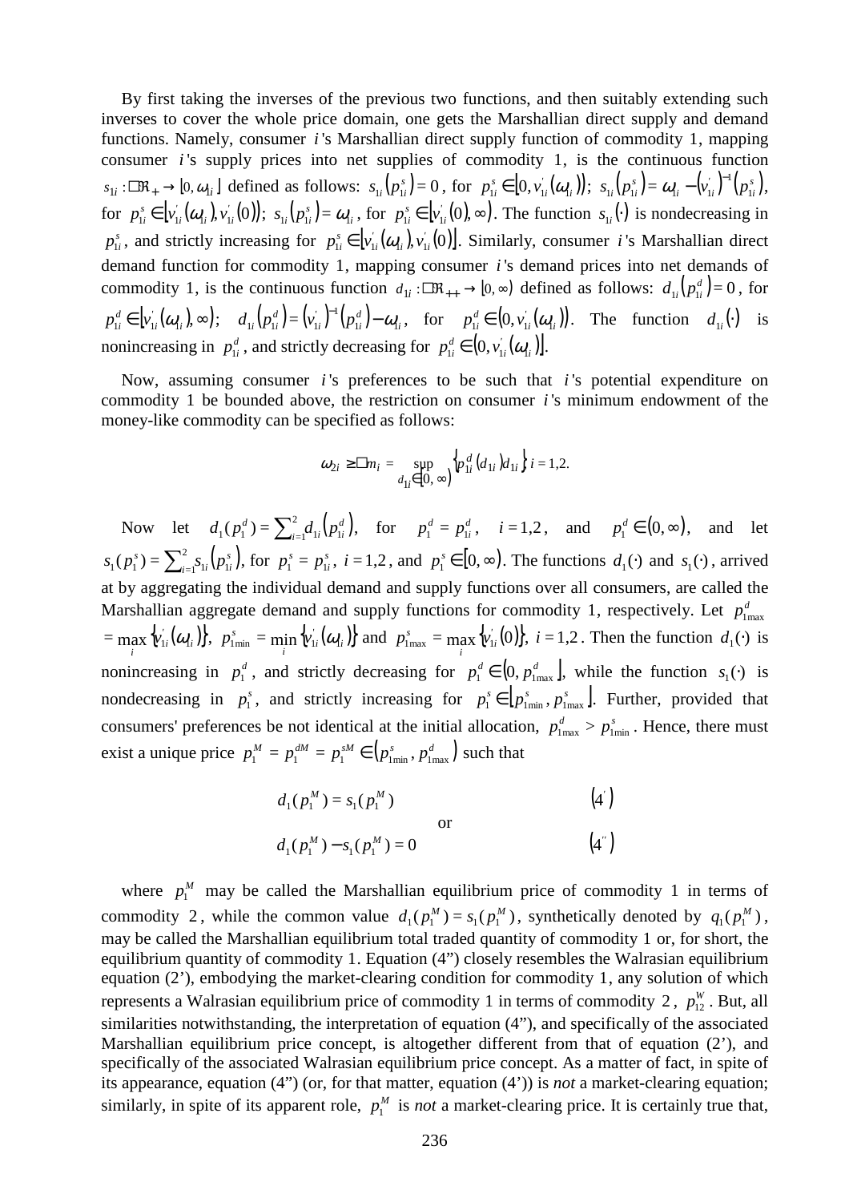By first taking the inverses of the previous two functions, and then suitably extending such inverses to cover the whole price domain, one gets the Marshallian direct supply and demand functions. Namely, consumer $i$'s Marshallian direct supply function of commodity 1, mapping consumer $i$'s supply prices into net supplies of commodity 1, is the continuous function $s_{1i}: \Re_{+} \to [0, \omega_{1i}]$ defined as follows: $s_{1i}(p_{1i}^s) = 0$, for $p_{1i}^s \in [0, v_{1i}^{'}(\omega_{1i}))$; $s_{1i}(p_{1i}^s) = \omega_{1i} - (v_{1i}^{'})^{-1}(p_{1i}^s)$, for $p_{1i}^s \in [v_{1i}^{'}(\omega_{1i}), v_{1i}^{'}(0))$; $s_{1i}(p_{1i}^s) = \omega_{1i}$, for $p_{1i}^s \in [v_{1i}^{'}(0), \infty)$. The function $s_{1i}(\cdot)$ is nondecreasing in $p_{1i}^s$, and strictly increasing for $p_{1i}^s \in [v_{1i}^{'}(\omega_{1i}), v_{1i}^{'}(0)]$. Similarly, consumer $i$'s Marshallian direct demand function for commodity 1, mapping consumer $i$'s demand prices into net demands of commodity 1, is the continuous function $d_{1i}: \Re_{++} \to [0, \infty)$ defined as follows: $d_{1i}(p_{1i}^d) = 0$, for $p_{1i}^d \in [v_{1i}^{'}(\omega_{1i}), \infty)$; $d_{1i}(p_{1i}^d) = (v_{1i}^{'})^{-1}(p_{1i}^d) - \omega_{1i}$, for $p_{1i}^d \in (0, v_{1i}^{'}(\omega_{1i}))$. The function $d_{1i}(\cdot)$ is nonincreasing in $p_{1i}^d$, and strictly decreasing for $p_{1i}^d \in (0, v_{1i}^{'}(\omega_{1i})]$.

Now, assuming consumer $i$'s preferences to be such that $i$'s potential expenditure on commodity 1 be bounded above, the restriction on consumer $i$'s minimum endowment of the money-like commodity can be specified as follows:

$$\omega_{2i} \geq m_i = \sup_{d_{1i} \in [0, \infty)} \{p_{1i}^d(d_{1i})d_{1i}\} \; i = 1,2.$$

Now let $d_1(p_1^d) = \sum_{i=1}^{2} d_{1i}(p_{1i}^d)$, for $p_1^d = p_{1i}^d$, $i = 1,2$, and $p_1^d \in (0, \infty)$, and let $s_1(p_1^s) = \sum_{i=1}^{2} s_{1i}(p_{1i}^s)$, for $p_1^s = p_{1i}^s$, $i = 1,2$, and $p_1^s \in [0, \infty)$. The functions $d_1(\cdot)$ and $s_1(\cdot)$, arrived at by aggregating the individual demand and supply functions over all consumers, are called the Marshallian aggregate demand and supply functions for commodity 1, respectively. Let $p_{1\max}^d = \max_i \{v_{1i}^{'}(\omega_{1i})\}$, $p_{1\min}^s = \min_i \{v_{1i}^{'}(\omega_{1i})\}$ and $p_{1\max}^s = \max_i \{v_{1i}^{'}(0)\}$, $i = 1,2$. Then the function $d_1(\cdot)$ is nonincreasing in $p_1^d$, and strictly decreasing for $p_1^d \in (0, p_{1\max}^d]$, while the function $s_1(\cdot)$ is nondecreasing in $p_1^s$, and strictly increasing for $p_1^s \in [p_{1\min}^s, p_{1\max}^s]$. Further, provided that consumers' preferences be not identical at the initial allocation, $p_{1\max}^d > p_{1\min}^s$. Hence, there must exist a unique price $p_1^M = p_1^{dM} = p_1^{sM} \in (p_{1\min}^s, p_{1\max}^d)$ such that

$$d_1(p_1^M) = s_1(p_1^M) \qquad (4')$$

or

$$d_1(p_1^M) - s_1(p_1^M) = 0 \qquad (4'')$$

where $p_1^M$ may be called the Marshallian equilibrium price of commodity 1 in terms of commodity 2, while the common value $d_1(p_1^M) = s_1(p_1^M)$, synthetically denoted by $q_1(p_1^M)$, may be called the Marshallian equilibrium total traded quantity of commodity 1 or, for short, the equilibrium quantity of commodity 1. Equation (4”) closely resembles the Walrasian equilibrium equation (2’), embodying the market-clearing condition for commodity 1, any solution of which represents a Walrasian equilibrium price of commodity 1 in terms of commodity 2, $p_{12}^W$. But, all similarities notwithstanding, the interpretation of equation (4”), and specifically of the associated Marshallian equilibrium price concept, is altogether different from that of equation (2’), and specifically of the associated Walrasian equilibrium price concept. As a matter of fact, in spite of its appearance, equation (4”) (or, for that matter, equation (4’)) is *not* a market-clearing equation; similarly, in spite of its apparent role, $p_1^M$ is *not* a market-clearing price. It is certainly true that,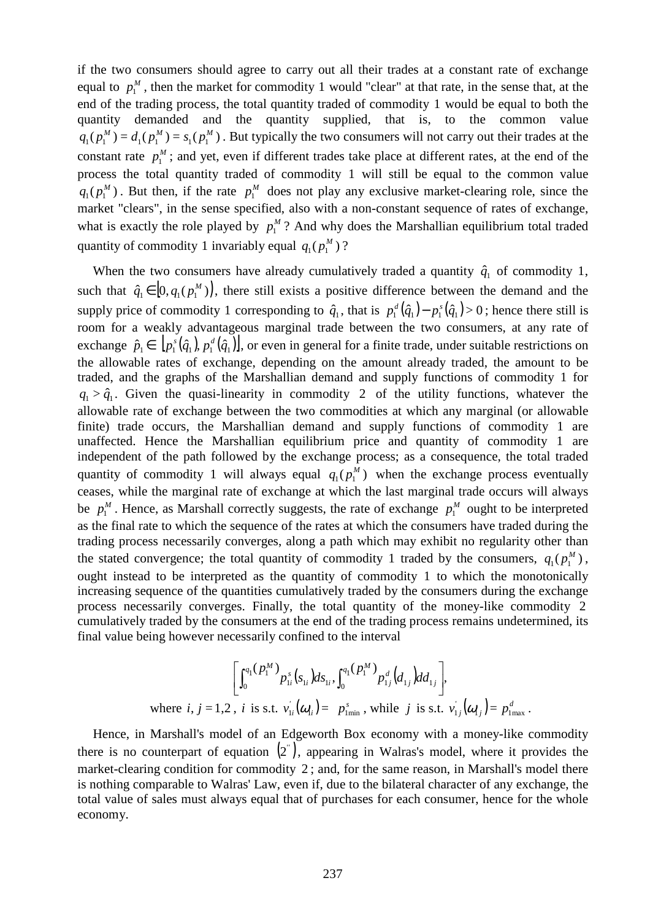if the two consumers should agree to carry out all their trades at a constant rate of exchange equal to $p_1^M$, then the market for commodity 1 would "clear" at that rate, in the sense that, at the end of the trading process, the total quantity traded of commodity 1 would be equal to both the quantity demanded and the quantity supplied, that is, to the common value $q_1(p_1^M) = d_1(p_1^M) = s_1(p_1^M)$. But typically the two consumers will not carry out their trades at the constant rate $p_1^M$; and yet, even if different trades take place at different rates, at the end of the process the total quantity traded of commodity 1 will still be equal to the common value $q_1(p_1^M)$. But then, if the rate $p_1^M$ does not play any exclusive market-clearing role, since the market "clears", in the sense specified, also with a non-constant sequence of rates of exchange, what is exactly the role played by $p_1^M$? And why does the Marshallian equilibrium total traded quantity of commodity 1 invariably equal $q_1(p_1^M)$?

When the two consumers have already cumulatively traded a quantity $\hat{q}_1$ of commodity 1, such that $\hat{q}_1 \in [0, q_1(p_1^M))$, there still exists a positive difference between the demand and the supply price of commodity 1 corresponding to $\hat{q}_1$, that is $p_1^d(\hat{q}_1) - p_1^s(\hat{q}_1) > 0$; hence there still is room for a weakly advantageous marginal trade between the two consumers, at any rate of exchange $\hat{p}_1 \in [p_1^s(\hat{q}_1), p_1^d(\hat{q}_1)]$, or even in general for a finite trade, under suitable restrictions on the allowable rates of exchange, depending on the amount already traded, the amount to be traded, and the graphs of the Marshallian demand and supply functions of commodity 1 for $q_1 > \hat{q}_1$. Given the quasi-linearity in commodity 2 of the utility functions, whatever the allowable rate of exchange between the two commodities at which any marginal (or allowable finite) trade occurs, the Marshallian demand and supply functions of commodity 1 are unaffected. Hence the Marshallian equilibrium price and quantity of commodity 1 are independent of the path followed by the exchange process; as a consequence, the total traded quantity of commodity 1 will always equal $q_1(p_1^M)$ when the exchange process eventually ceases, while the marginal rate of exchange at which the last marginal trade occurs will always be $p_1^M$. Hence, as Marshall correctly suggests, the rate of exchange $p_1^M$ ought to be interpreted as the final rate to which the sequence of the rates at which the consumers have traded during the trading process necessarily converges, along a path which may exhibit no regularity other than the stated convergence; the total quantity of commodity 1 traded by the consumers, $q_1(p_1^M)$, ought instead to be interpreted as the quantity of commodity 1 to which the monotonically increasing sequence of the quantities cumulatively traded by the consumers during the exchange process necessarily converges. Finally, the total quantity of the money-like commodity 2 cumulatively traded by the consumers at the end of the trading process remains undetermined, its final value being however necessarily confined to the interval

$$\left[ \int_0^{q_1(p_1^M)} p_{1i}^s(s_{1i}) ds_{1i}, \int_0^{q_1(p_1^M)} p_{1j}^d(d_{1j}) dd_{1j} \right],$$

where $i, j = 1,2$, $i$ is s.t. $v_{1i}'(\omega_{1i}) = p_{1\min}^s$, while $j$ is s.t. $v_{1j}'(\omega_{1j}) = p_{1\max}^d$.

Hence, in Marshall's model of an Edgeworth Box economy with a money-like commodity there is no counterpart of equation $(2'')$, appearing in Walras's model, where it provides the market-clearing condition for commodity 2; and, for the same reason, in Marshall's model there is nothing comparable to Walras' Law, even if, due to the bilateral character of any exchange, the total value of sales must always equal that of purchases for each consumer, hence for the whole economy.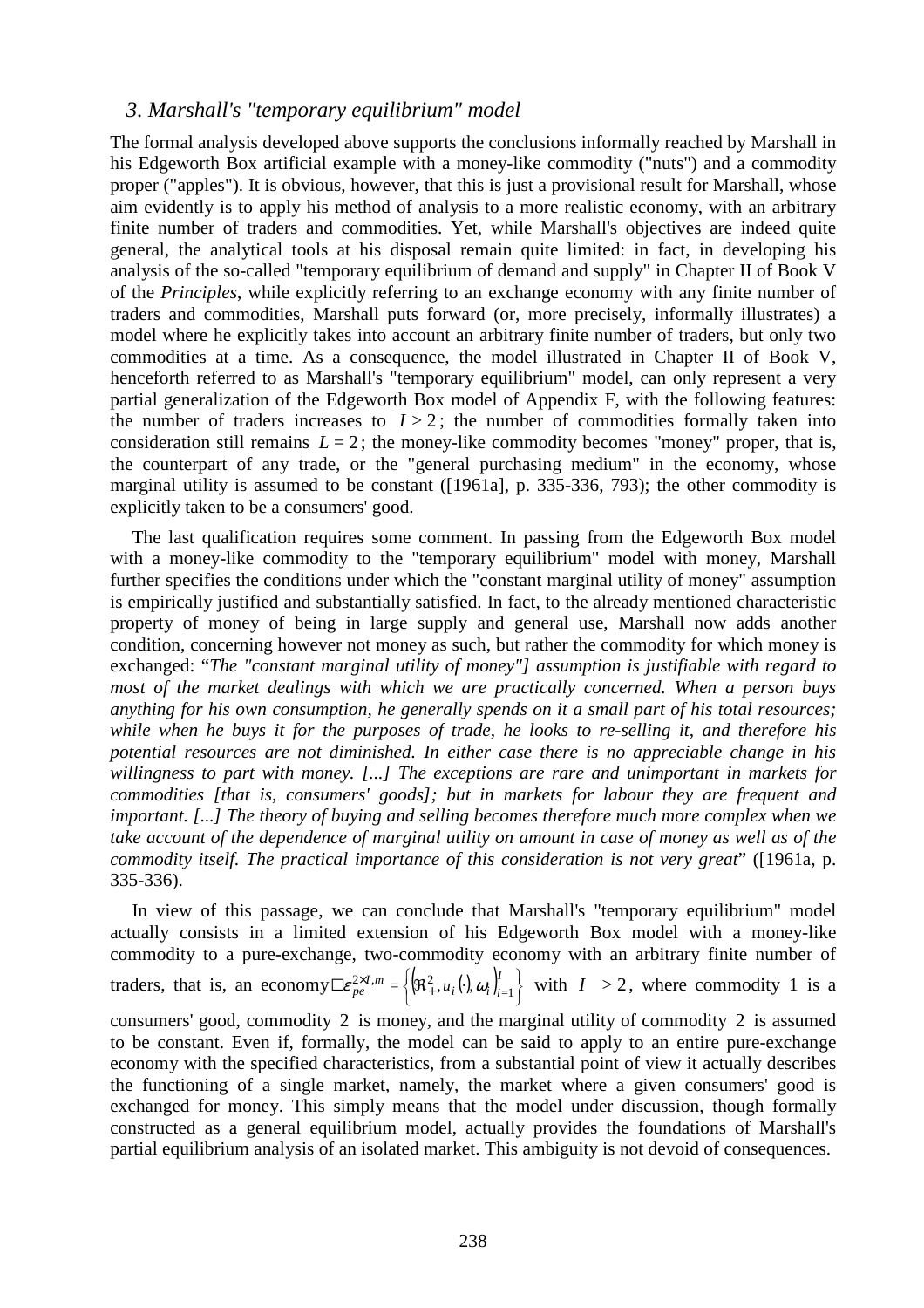## 3. Marshall's "temporary equilibrium" model

The formal analysis developed above supports the conclusions informally reached by Marshall in his Edgeworth Box artificial example with a money-like commodity ("nuts") and a commodity proper ("apples"). It is obvious, however, that this is just a provisional result for Marshall, whose aim evidently is to apply his method of analysis to a more realistic economy, with an arbitrary finite number of traders and commodities. Yet, while Marshall's objectives are indeed quite general, the analytical tools at his disposal remain quite limited: in fact, in developing his analysis of the so-called "temporary equilibrium of demand and supply" in Chapter II of Book V of the *Principles*, while explicitly referring to an exchange economy with any finite number of traders and commodities, Marshall puts forward (or, more precisely, informally illustrates) a model where he explicitly takes into account an arbitrary finite number of traders, but only two commodities at a time. As a consequence, the model illustrated in Chapter II of Book V, henceforth referred to as Marshall's "temporary equilibrium" model, can only represent a very partial generalization of the Edgeworth Box model of Appendix F, with the following features: the number of traders increases to $I > 2$; the number of commodities formally taken into consideration still remains $L = 2$; the money-like commodity becomes "money" proper, that is, the counterpart of any trade, or the "general purchasing medium" in the economy, whose marginal utility is assumed to be constant ([1961a], p. 335-336, 793); the other commodity is explicitly taken to be a consumers' good.

The last qualification requires some comment. In passing from the Edgeworth Box model with a money-like commodity to the "temporary equilibrium" model with money, Marshall further specifies the conditions under which the "constant marginal utility of money" assumption is empirically justified and substantially satisfied. In fact, to the already mentioned characteristic property of money of being in large supply and general use, Marshall now adds another condition, concerning however not money as such, but rather the commodity for which money is exchanged: "*The "constant marginal utility of money"] assumption is justifiable with regard to most of the market dealings with which we are practically concerned. When a person buys anything for his own consumption, he generally spends on it a small part of his total resources; while when he buys it for the purposes of trade, he looks to re-selling it, and therefore his potential resources are not diminished. In either case there is no appreciable change in his willingness to part with money. [...] The exceptions are rare and unimportant in markets for commodities [that is, consumers' goods]; but in markets for labour they are frequent and important. [...] The theory of buying and selling becomes therefore much more complex when we take account of the dependence of marginal utility on amount in case of money as well as of the commodity itself. The practical importance of this consideration is not very great*" ([1961a, p. 335-336).

In view of this passage, we can conclude that Marshall's "temporary equilibrium" model actually consists in a limited extension of his Edgeworth Box model with a money-like commodity to a pure-exchange, two-commodity economy with an arbitrary finite number of traders, that is, an economy $\varepsilon_{pe}^{2\times I,m} = \left\{ \left( \Re_{+}^{2}, u_i(\cdot), \omega_i \right)_{i=1}^{I} \right\}$ with $I > 2$, where commodity 1 is a consumers' good, commodity 2 is money, and the marginal utility of commodity 2 is assumed to be constant. Even if, formally, the model can be said to apply to an entire pure-exchange economy with the specified characteristics, from a substantial point of view it actually describes the functioning of a single market, namely, the market where a given consumers' good is exchanged for money. This simply means that the model under discussion, though formally constructed as a general equilibrium model, actually provides the foundations of Marshall's partial equilibrium analysis of an isolated market. This ambiguity is not devoid of consequences.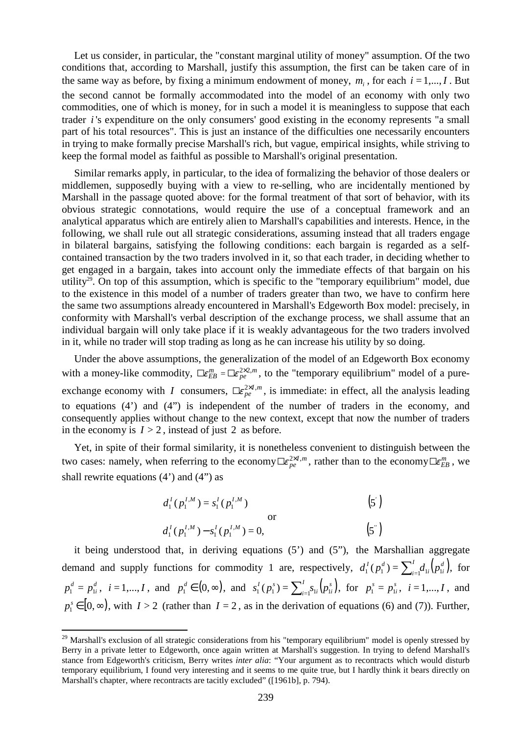Let us consider, in particular, the "constant marginal utility of money" assumption. Of the two conditions that, according to Marshall, justify this assumption, the first can be taken care of in the same way as before, by fixing a minimum endowment of money, $m_i$, for each $i = 1,...,I$. But the second cannot be formally accommodated into the model of an economy with only two commodities, one of which is money, for in such a model it is meaningless to suppose that each trader $i$'s expenditure on the only consumers' good existing in the economy represents "a small part of his total resources". This is just an instance of the difficulties one necessarily encounters in trying to make formally precise Marshall's rich, but vague, empirical insights, while striving to keep the formal model as faithful as possible to Marshall's original presentation.

Similar remarks apply, in particular, to the idea of formalizing the behavior of those dealers or middlemen, supposedly buying with a view to re-selling, who are incidentally mentioned by Marshall in the passage quoted above: for the formal treatment of that sort of behavior, with its obvious strategic connotations, would require the use of a conceptual framework and an analytical apparatus which are entirely alien to Marshall's capabilities and interests. Hence, in the following, we shall rule out all strategic considerations, assuming instead that all traders engage in bilateral bargains, satisfying the following conditions: each bargain is regarded as a self-contained transaction by the two traders involved in it, so that each trader, in deciding whether to get engaged in a bargain, takes into account only the immediate effects of that bargain on his utility[29]. On top of this assumption, which is specific to the "temporary equilibrium" model, due to the existence in this model of a number of traders greater than two, we have to confirm here the same two assumptions already encountered in Marshall's Edgeworth Box model: precisely, in conformity with Marshall's verbal description of the exchange process, we shall assume that an individual bargain will only take place if it is weakly advantageous for the two traders involved in it, while no trader will stop trading as long as he can increase his utility by so doing.

Under the above assumptions, the generalization of the model of an Edgeworth Box economy with a money-like commodity, $\mathcal{E}_{EB}^{m} = \mathcal{E}_{pe}^{2\times 2,m}$, to the "temporary equilibrium" model of a pure-exchange economy with $I$ consumers, $\mathcal{E}_{pe}^{2\times I,m}$, is immediate: in effect, all the analysis leading to equations (4') and (4") is independent of the number of traders in the economy, and consequently applies without change to the new context, except that now the number of traders in the economy is $I > 2$, instead of just $2$ as before.

Yet, in spite of their formal similarity, it is nonetheless convenient to distinguish between the two cases: namely, when referring to the economy $\mathcal{E}_{pe}^{2\times I,m}$, rather than to the economy $\mathcal{E}_{EB}^{m}$, we shall rewrite equations (4') and (4") as

$$d_1^I(p_1^{I,M}) = s_1^I(p_1^{I,M}) \qquad (5')$$

or

$$d_1^I(p_1^{I,M}) - s_1^I(p_1^{I,M}) = 0, \qquad (5'')$$

it being understood that, in deriving equations (5') and (5"), the Marshallian aggregate demand and supply functions for commodity 1 are, respectively, $d_1^I(p_1^d) = \sum_{i=1}^{I} d_{1i}(p_{1i}^d)$, for $p_1^d = p_{1i}^d$, $i = 1,...,I$, and $p_1^d \in (0,\infty)$, and $s_1^I(p_1^s) = \sum_{i=1}^{I} s_{1i}(p_{1i}^s)$, for $p_1^s = p_{1i}^s$, $i = 1,...,I$, and $p_1^s \in [0,\infty)$, with $I > 2$ (rather than $I = 2$, as in the derivation of equations (6) and (7)). Further,

[29] Marshall's exclusion of all strategic considerations from his "temporary equilibrium" model is openly stressed by Berry in a private letter to Edgeworth, once again written at Marshall's suggestion. In trying to defend Marshall's stance from Edgeworth's criticism, Berry writes *inter alia*: "Your argument as to recontracts which would disturb temporary equilibrium, I found very interesting and it seems to me quite true, but I hardly think it bears directly on Marshall's chapter, where recontracts are tacitly excluded" ([1961b], p. 794).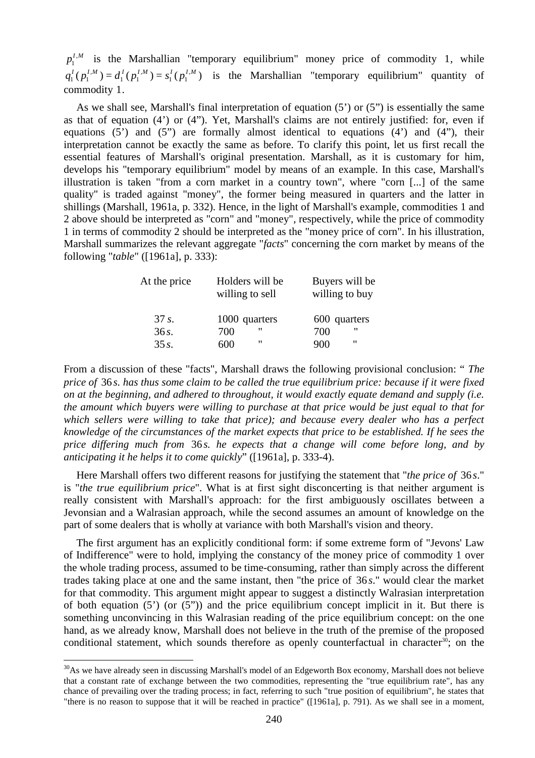$p_1^{I,M}$ is the Marshallian "temporary equilibrium" money price of commodity 1, while $q_1^I(p_1^{I,M}) = d_1^I(p_1^{I,M}) = s_1^I(p_1^{I,M})$ is the Marshallian "temporary equilibrium" quantity of commodity 1.

As we shall see, Marshall's final interpretation of equation (5') or (5") is essentially the same as that of equation (4') or (4"). Yet, Marshall's claims are not entirely justified: for, even if equations (5') and (5") are formally almost identical to equations (4') and (4"), their interpretation cannot be exactly the same as before. To clarify this point, let us first recall the essential features of Marshall's original presentation. Marshall, as it is customary for him, develops his "temporary equilibrium" model by means of an example. In this case, Marshall's illustration is taken "from a corn market in a country town", where "corn [...] of the same quality" is traded against "money", the former being measured in quarters and the latter in shillings (Marshall, 1961a, p. 332). Hence, in the light of Marshall's example, commodities 1 and 2 above should be interpreted as "corn" and "money", respectively, while the price of commodity 1 in terms of commodity 2 should be interpreted as the "money price of corn". In his illustration, Marshall summarizes the relevant aggregate "*facts*" concerning the corn market by means of the following "*table*" ([1961a], p. 333):

| At the price | Holders will be willing to sell | Buyers will be willing to buy |
|---|---|---|
| 37 *s*. | 1000 quarters | 600 quarters |
| 36 *s*. | 700 " | 700 " |
| 35 *s*. | 600 " | 900 " |

From a discussion of these "facts", Marshall draws the following provisional conclusion: " *The price of* 36 *s. has thus some claim to be called the true equilibrium price: because if it were fixed on at the beginning, and adhered to throughout, it would exactly equate demand and supply (i.e. the amount which buyers were willing to purchase at that price would be just equal to that for which sellers were willing to take that price); and because every dealer who has a perfect knowledge of the circumstances of the market expects that price to be established. If he sees the price differing much from* 36 *s. he expects that a change will come before long, and by anticipating it he helps it to come quickly*" ([1961a], p. 333-4).

Here Marshall offers two different reasons for justifying the statement that "*the price of* 36 *s*." is "*the true equilibrium price*". What is at first sight disconcerting is that neither argument is really consistent with Marshall's approach: for the first ambiguously oscillates between a Jevonsian and a Walrasian approach, while the second assumes an amount of knowledge on the part of some dealers that is wholly at variance with both Marshall's vision and theory.

The first argument has an explicitly conditional form: if some extreme form of "Jevons' Law of Indifference" were to hold, implying the constancy of the money price of commodity 1 over the whole trading process, assumed to be time-consuming, rather than simply across the different trades taking place at one and the same instant, then "the price of 36 *s*." would clear the market for that commodity. This argument might appear to suggest a distinctly Walrasian interpretation of both equation (5') (or (5")) and the price equilibrium concept implicit in it. But there is something unconvincing in this Walrasian reading of the price equilibrium concept: on the one hand, as we already know, Marshall does not believe in the truth of the premise of the proposed conditional statement, which sounds therefore as openly counterfactual in character[30]; on the

[30] As we have already seen in discussing Marshall's model of an Edgeworth Box economy, Marshall does not believe that a constant rate of exchange between the two commodities, representing the "true equilibrium rate", has any chance of prevailing over the trading process; in fact, referring to such "true position of equilibrium", he states that "there is no reason to suppose that it will be reached in practice" ([1961a], p. 791). As we shall see in a moment,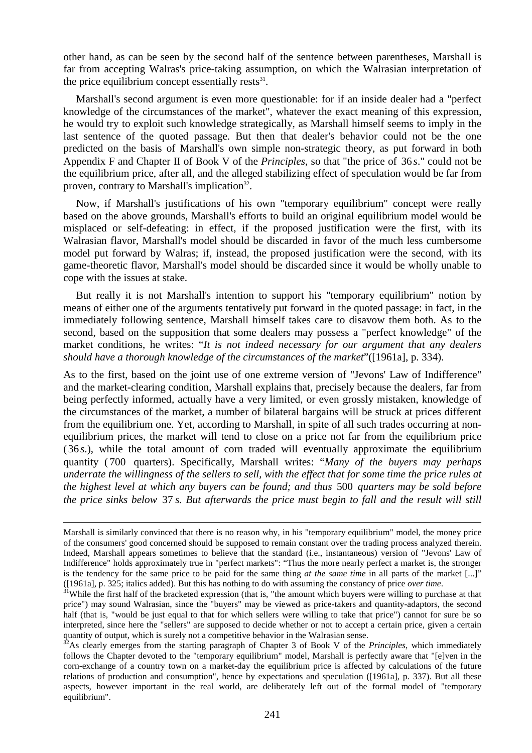other hand, as can be seen by the second half of the sentence between parentheses, Marshall is far from accepting Walras's price-taking assumption, on which the Walrasian interpretation of the price equilibrium concept essentially rests[31].

Marshall's second argument is even more questionable: for if an inside dealer had a "perfect knowledge of the circumstances of the market", whatever the exact meaning of this expression, he would try to exploit such knowledge strategically, as Marshall himself seems to imply in the last sentence of the quoted passage. But then that dealer's behavior could not be the one predicted on the basis of Marshall's own simple non-strategic theory, as put forward in both Appendix F and Chapter II of Book V of the *Principles*, so that "the price of 36*s*." could not be the equilibrium price, after all, and the alleged stabilizing effect of speculation would be far from proven, contrary to Marshall's implication[32].

Now, if Marshall's justifications of his own "temporary equilibrium" concept were really based on the above grounds, Marshall's efforts to build an original equilibrium model would be misplaced or self-defeating: in effect, if the proposed justification were the first, with its Walrasian flavor, Marshall's model should be discarded in favor of the much less cumbersome model put forward by Walras; if, instead, the proposed justification were the second, with its game-theoretic flavor, Marshall's model should be discarded since it would be wholly unable to cope with the issues at stake.

But really it is not Marshall's intention to support his "temporary equilibrium" notion by means of either one of the arguments tentatively put forward in the quoted passage: in fact, in the immediately following sentence, Marshall himself takes care to disavow them both. As to the second, based on the supposition that some dealers may possess a "perfect knowledge" of the market conditions, he writes: "*It is not indeed necessary for our argument that any dealers should have a thorough knowledge of the circumstances of the market*"([1961a], p. 334).

As to the first, based on the joint use of one extreme version of "Jevons' Law of Indifference" and the market-clearing condition, Marshall explains that, precisely because the dealers, far from being perfectly informed, actually have a very limited, or even grossly mistaken, knowledge of the circumstances of the market, a number of bilateral bargains will be struck at prices different from the equilibrium one. Yet, according to Marshall, in spite of all such trades occurring at non-equilibrium prices, the market will tend to close on a price not far from the equilibrium price (36*s*.), while the total amount of corn traded will eventually approximate the equilibrium quantity (700 quarters). Specifically, Marshall writes: "*Many of the buyers may perhaps underrate the willingness of the sellers to sell, with the effect that for some time the price rules at the highest level at which any buyers can be found; and thus 500 quarters may be sold before the price sinks below 37 s. But afterwards the price must begin to fall and the result will still*

---

Marshall is similarly convinced that there is no reason why, in his "temporary equilibrium" model, the money price of the consumers' good concerned should be supposed to remain constant over the trading process analyzed therein. Indeed, Marshall appears sometimes to believe that the standard (i.e., instantaneous) version of "Jevons' Law of Indifference" holds approximately true in "perfect markets": "Thus the more nearly perfect a market is, the stronger is the tendency for the same price to be paid for the same thing *at the same time* in all parts of the market [...]" ([1961a], p. 325; italics added). But this has nothing to do with assuming the constancy of price *over time*.

[31] While the first half of the bracketed expression (that is, "the amount which buyers were willing to purchase at that price") may sound Walrasian, since the "buyers" may be viewed as price-takers and quantity-adaptors, the second half (that is, "would be just equal to that for which sellers were willing to take that price") cannot for sure be so interpreted, since here the "sellers" are supposed to decide whether or not to accept a certain price, given a certain quantity of output, which is surely not a competitive behavior in the Walrasian sense.

[32] As clearly emerges from the starting paragraph of Chapter 3 of Book V of the *Principles*, which immediately follows the Chapter devoted to the "temporary equilibrium" model, Marshall is perfectly aware that "[e]ven in the corn-exchange of a country town on a market-day the equilibrium price is affected by calculations of the future relations of production and consumption", hence by expectations and speculation ([1961a], p. 337). But all these aspects, however important in the real world, are deliberately left out of the formal model of "temporary equilibrium".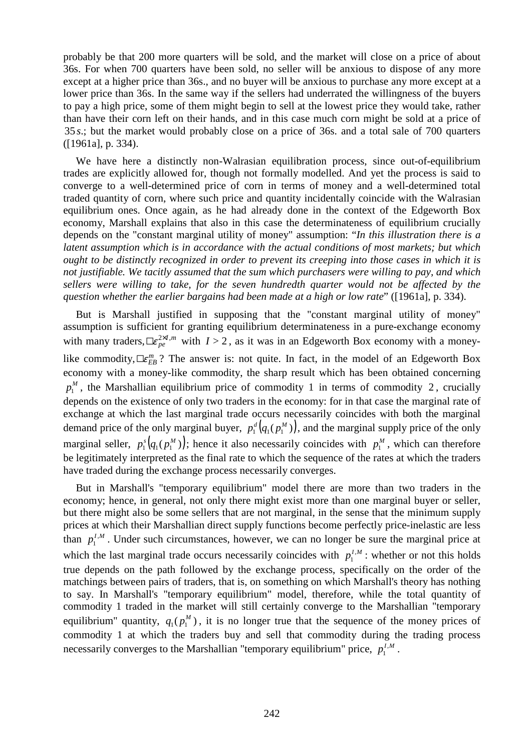probably be that 200 more quarters will be sold, and the market will close on a price of about 36s. For when 700 quarters have been sold, no seller will be anxious to dispose of any more except at a higher price than 36s., and no buyer will be anxious to purchase any more except at a lower price than 36s. In the same way if the sellers had underrated the willingness of the buyers to pay a high price, some of them might begin to sell at the lowest price they would take, rather than have their corn left on their hands, and in this case much corn might be sold at a price of 35*s*.; but the market would probably close on a price of 36s. and a total sale of 700 quarters ([1961a], p. 334).

We have here a distinctly non-Walrasian equilibration process, since out-of-equilibrium trades are explicitly allowed for, though not formally modelled. And yet the process is said to converge to a well-determined price of corn in terms of money and a well-determined total traded quantity of corn, where such price and quantity incidentally coincide with the Walrasian equilibrium ones. Once again, as he had already done in the context of the Edgeworth Box economy, Marshall explains that also in this case the determinateness of equilibrium crucially depends on the "constant marginal utility of money" assumption: "*In this illustration there is a latent assumption which is in accordance with the actual conditions of most markets; but which ought to be distinctly recognized in order to prevent its creeping into those cases in which it is not justifiable. We tacitly assumed that the sum which purchasers were willing to pay, and which sellers were willing to take, for the seven hundredth quarter would not be affected by the question whether the earlier bargains had been made at a high or low rate*" ([1961a], p. 334).

But is Marshall justified in supposing that the "constant marginal utility of money" assumption is sufficient for granting equilibrium determinateness in a pure-exchange economy with many traders, $\mathcal{E}_{pe}^{2\times I,m}$ with $I > 2$, as it was in an Edgeworth Box economy with a money-like commodity, $\mathcal{E}_{EB}^{m}$? The answer is: not quite. In fact, in the model of an Edgeworth Box economy with a money-like commodity, the sharp result which has been obtained concerning $p_1^M$, the Marshallian equilibrium price of commodity 1 in terms of commodity 2, crucially depends on the existence of only two traders in the economy: for in that case the marginal rate of exchange at which the last marginal trade occurs necessarily coincides with both the marginal demand price of the only marginal buyer, $p_1^d\left(q_1(p_1^M)\right)$, and the marginal supply price of the only marginal seller, $p_1^s\left(q_1(p_1^M)\right)$; hence it also necessarily coincides with $p_1^M$, which can therefore be legitimately interpreted as the final rate to which the sequence of the rates at which the traders have traded during the exchange process necessarily converges.

But in Marshall's "temporary equilibrium" model there are more than two traders in the economy; hence, in general, not only there might exist more than one marginal buyer or seller, but there might also be some sellers that are not marginal, in the sense that the minimum supply prices at which their Marshallian direct supply functions become perfectly price-inelastic are less than $p_1^{I,M}$. Under such circumstances, however, we can no longer be sure the marginal price at which the last marginal trade occurs necessarily coincides with $p_1^{I,M}$: whether or not this holds true depends on the path followed by the exchange process, specifically on the order of the matchings between pairs of traders, that is, on something on which Marshall's theory has nothing to say. In Marshall's "temporary equilibrium" model, therefore, while the total quantity of commodity 1 traded in the market will still certainly converge to the Marshallian "temporary equilibrium" quantity, $q_1(p_1^M)$, it is no longer true that the sequence of the money prices of commodity 1 at which the traders buy and sell that commodity during the trading process necessarily converges to the Marshallian "temporary equilibrium" price, $p_1^{I,M}$.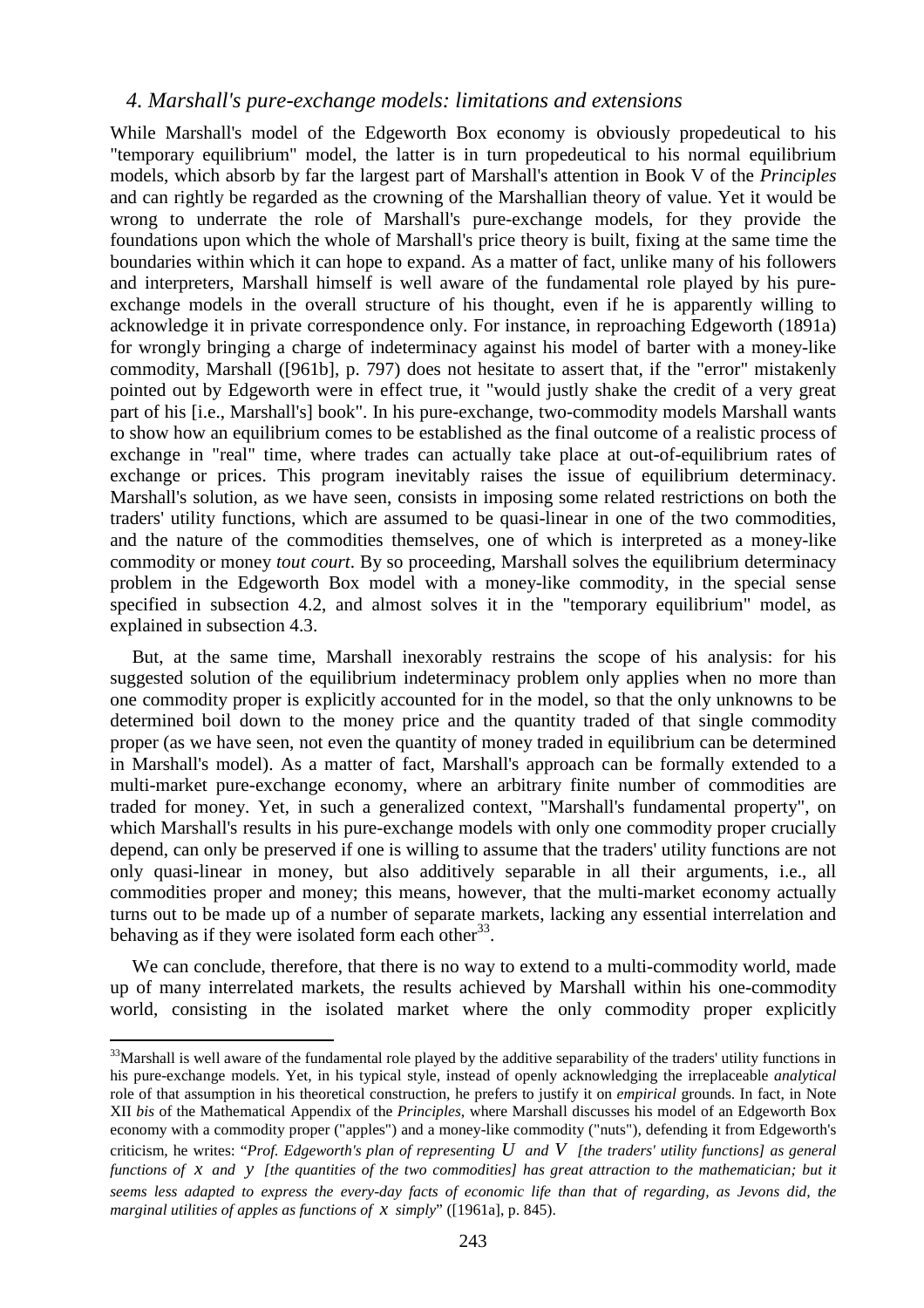### 4. Marshall's pure-exchange models: limitations and extensions

While Marshall's model of the Edgeworth Box economy is obviously propedeutical to his "temporary equilibrium" model, the latter is in turn propedeutical to his normal equilibrium models, which absorb by far the largest part of Marshall's attention in Book V of the *Principles* and can rightly be regarded as the crowning of the Marshallian theory of value. Yet it would be wrong to underrate the role of Marshall's pure-exchange models, for they provide the foundations upon which the whole of Marshall's price theory is built, fixing at the same time the boundaries within which it can hope to expand. As a matter of fact, unlike many of his followers and interpreters, Marshall himself is well aware of the fundamental role played by his pure-exchange models in the overall structure of his thought, even if he is apparently willing to acknowledge it in private correspondence only. For instance, in reproaching Edgeworth (1891a) for wrongly bringing a charge of indeterminacy against his model of barter with a money-like commodity, Marshall ([961b], p. 797) does not hesitate to assert that, if the "error" mistakenly pointed out by Edgeworth were in effect true, it "would justly shake the credit of a very great part of his [i.e., Marshall's] book". In his pure-exchange, two-commodity models Marshall wants to show how an equilibrium comes to be established as the final outcome of a realistic process of exchange in "real" time, where trades can actually take place at out-of-equilibrium rates of exchange or prices. This program inevitably raises the issue of equilibrium determinacy. Marshall's solution, as we have seen, consists in imposing some related restrictions on both the traders' utility functions, which are assumed to be quasi-linear in one of the two commodities, and the nature of the commodities themselves, one of which is interpreted as a money-like commodity or money *tout court*. By so proceeding, Marshall solves the equilibrium determinacy problem in the Edgeworth Box model with a money-like commodity, in the special sense specified in subsection 4.2, and almost solves it in the "temporary equilibrium" model, as explained in subsection 4.3.

But, at the same time, Marshall inexorably restrains the scope of his analysis: for his suggested solution of the equilibrium indeterminacy problem only applies when no more than one commodity proper is explicitly accounted for in the model, so that the only unknowns to be determined boil down to the money price and the quantity traded of that single commodity proper (as we have seen, not even the quantity of money traded in equilibrium can be determined in Marshall's model). As a matter of fact, Marshall's approach can be formally extended to a multi-market pure-exchange economy, where an arbitrary finite number of commodities are traded for money. Yet, in such a generalized context, "Marshall's fundamental property", on which Marshall's results in his pure-exchange models with only one commodity proper crucially depend, can only be preserved if one is willing to assume that the traders' utility functions are not only quasi-linear in money, but also additively separable in all their arguments, i.e., all commodities proper and money; this means, however, that the multi-market economy actually turns out to be made up of a number of separate markets, lacking any essential interrelation and behaving as if they were isolated form each other[33].

We can conclude, therefore, that there is no way to extend to a multi-commodity world, made up of many interrelated markets, the results achieved by Marshall within his one-commodity world, consisting in the isolated market where the only commodity proper explicitly

[33]Marshall is well aware of the fundamental role played by the additive separability of the traders' utility functions in his pure-exchange models. Yet, in his typical style, instead of openly acknowledging the irreplaceable *analytical* role of that assumption in his theoretical construction, he prefers to justify it on *empirical* grounds. In fact, in Note XII *bis* of the Mathematical Appendix of the *Principles*, where Marshall discusses his model of an Edgeworth Box economy with a commodity proper ("apples") and a money-like commodity ("nuts"), defending it from Edgeworth's criticism, he writes: "*Prof. Edgeworth's plan of representing $U$ and $V$ [the traders' utility functions] as general functions of $x$ and $y$ [the quantities of the two commodities] has great attraction to the mathematician; but it seems less adapted to express the every-day facts of economic life than that of regarding, as Jevons did, the marginal utilities of apples as functions of $x$ simply*" ([1961a], p. 845).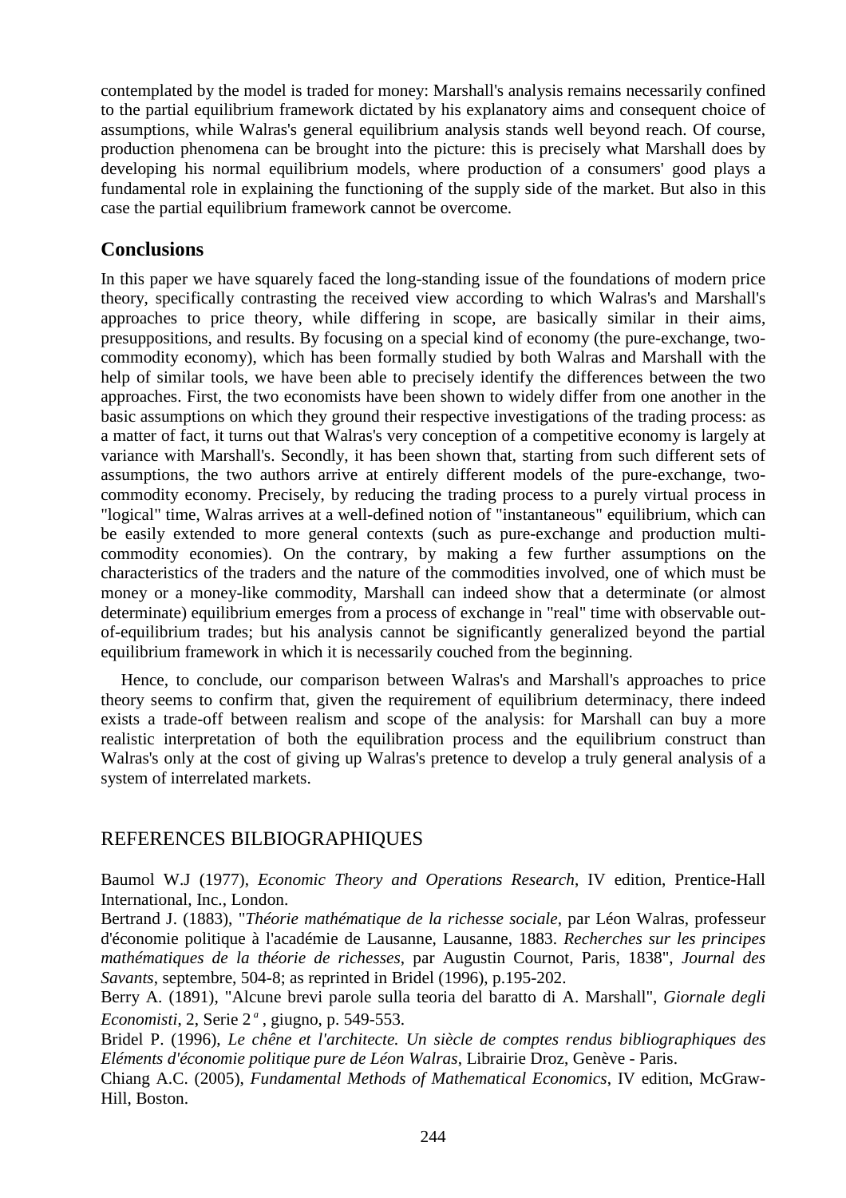contemplated by the model is traded for money: Marshall's analysis remains necessarily confined to the partial equilibrium framework dictated by his explanatory aims and consequent choice of assumptions, while Walras's general equilibrium analysis stands well beyond reach. Of course, production phenomena can be brought into the picture: this is precisely what Marshall does by developing his normal equilibrium models, where production of a consumers' good plays a fundamental role in explaining the functioning of the supply side of the market. But also in this case the partial equilibrium framework cannot be overcome.

## Conclusions

In this paper we have squarely faced the long-standing issue of the foundations of modern price theory, specifically contrasting the received view according to which Walras's and Marshall's approaches to price theory, while differing in scope, are basically similar in their aims, presuppositions, and results. By focusing on a special kind of economy (the pure-exchange, two-commodity economy), which has been formally studied by both Walras and Marshall with the help of similar tools, we have been able to precisely identify the differences between the two approaches. First, the two economists have been shown to widely differ from one another in the basic assumptions on which they ground their respective investigations of the trading process: as a matter of fact, it turns out that Walras's very conception of a competitive economy is largely at variance with Marshall's. Secondly, it has been shown that, starting from such different sets of assumptions, the two authors arrive at entirely different models of the pure-exchange, two-commodity economy. Precisely, by reducing the trading process to a purely virtual process in "logical" time, Walras arrives at a well-defined notion of "instantaneous" equilibrium, which can be easily extended to more general contexts (such as pure-exchange and production multi-commodity economies). On the contrary, by making a few further assumptions on the characteristics of the traders and the nature of the commodities involved, one of which must be money or a money-like commodity, Marshall can indeed show that a determinate (or almost determinate) equilibrium emerges from a process of exchange in "real" time with observable out-of-equilibrium trades; but his analysis cannot be significantly generalized beyond the partial equilibrium framework in which it is necessarily couched from the beginning.

Hence, to conclude, our comparison between Walras's and Marshall's approaches to price theory seems to confirm that, given the requirement of equilibrium determinacy, there indeed exists a trade-off between realism and scope of the analysis: for Marshall can buy a more realistic interpretation of both the equilibration process and the equilibrium construct than Walras's only at the cost of giving up Walras's pretence to develop a truly general analysis of a system of interrelated markets.

## REFERENCES BILBIOGRAPHIQUES

Baumol W.J (1977), *Economic Theory and Operations Research*, IV edition, Prentice-Hall International, Inc., London.

Bertrand J. (1883), "*Théorie mathématique de la richesse sociale*, par Léon Walras, professeur d'économie politique à l'académie de Lausanne, Lausanne, 1883. *Recherches sur les principes mathématiques de la théorie de richesses*, par Augustin Cournot, Paris, 1838", *Journal des Savants*, septembre, 504-8; as reprinted in Bridel (1996), p.195-202.

Berry A. (1891), "Alcune brevi parole sulla teoria del baratto di A. Marshall", *Giornale degli Economisti*, 2, Serie 2ª, giugno, p. 549-553.

Bridel P. (1996), *Le chêne et l'architecte. Un siècle de comptes rendus bibliographiques des Eléments d'économie politique pure de Léon Walras*, Librairie Droz, Genève - Paris.

Chiang A.C. (2005), *Fundamental Methods of Mathematical Economics*, IV edition, McGraw-Hill, Boston.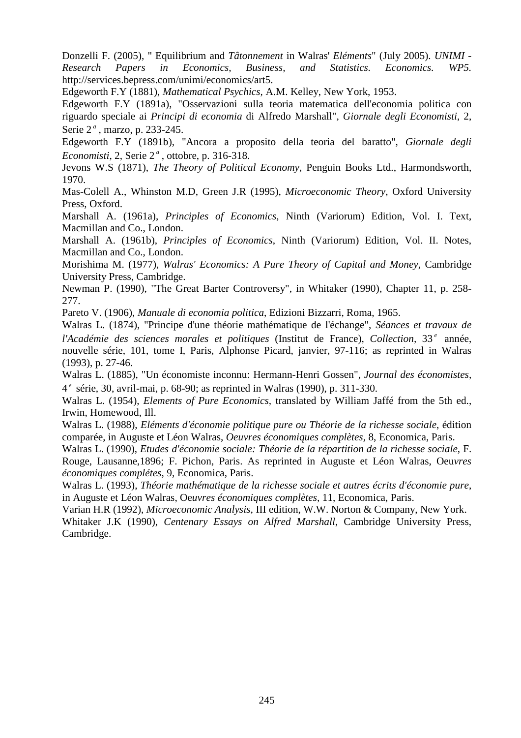Donzelli F. (2005), " Equilibrium and *Tâtonnement* in Walras' *Eléments*" (July 2005). *UNIMI - Research Papers in Economics, Business, and Statistics. Economics. WP5.* http://services.bepress.com/unimi/economics/art5.

Edgeworth F.Y (1881), *Mathematical Psychics*, A.M. Kelley, New York, 1953.

Edgeworth F.Y (1891a), "Osservazioni sulla teoria matematica dell'economia politica con riguardo speciale ai *Principi di economia* di Alfredo Marshall", *Giornale degli Economisti*, 2, Serie 2ª, marzo, p. 233-245.

Edgeworth F.Y (1891b), "Ancora a proposito della teoria del baratto", *Giornale degli Economisti*, 2, Serie 2ª, ottobre, p. 316-318.

Jevons W.S (1871), *The Theory of Political Economy*, Penguin Books Ltd., Harmondsworth, 1970.

Mas-Colell A., Whinston M.D, Green J.R (1995), *Microeconomic Theory*, Oxford University Press, Oxford.

Marshall A. (1961a), *Principles of Economics*, Ninth (Variorum) Edition, Vol. I. Text, Macmillan and Co., London.

Marshall A. (1961b), *Principles of Economics*, Ninth (Variorum) Edition, Vol. II. Notes, Macmillan and Co., London.

Morishima M. (1977), *Walras' Economics: A Pure Theory of Capital and Money*, Cambridge University Press, Cambridge.

Newman P. (1990), "The Great Barter Controversy", in Whitaker (1990), Chapter 11, p. 258-277.

Pareto V. (1906), *Manuale di economia politica*, Edizioni Bizzarri, Roma, 1965.

Walras L. (1874), "Principe d'une théorie mathématique de l'échange", *Séances et travaux de l'Académie des sciences morales et politiques* (Institut de France), *Collection*, 33ᵉ année, nouvelle série, 101, tome I, Paris, Alphonse Picard, janvier, 97-116; as reprinted in Walras (1993), p. 27-46.

Walras L. (1885), "Un économiste inconnu: Hermann-Henri Gossen", *Journal des économistes*, 4ᵉ série, 30, avril-mai, p. 68-90; as reprinted in Walras (1990), p. 311-330.

Walras L. (1954), *Elements of Pure Economics*, translated by William Jaffé from the 5th ed., Irwin, Homewood, Ill.

Walras L. (1988), *Eléments d'économie politique pure ou Théorie de la richesse sociale*, édition comparée, in Auguste et Léon Walras, *Oeuvres économiques complètes*, 8, Economica, Paris.

Walras L. (1990), *Etudes d'économie sociale: Théorie de la répartition de la richesse sociale*, F. Rouge, Lausanne,1896; F. Pichon, Paris. As reprinted in Auguste et Léon Walras, Oeu*vres économiques complétes*, 9, Economica, Paris.

Walras L. (1993), *Théorie mathématique de la richesse sociale et autres écrits d'économie pure*, in Auguste et Léon Walras, Oe*uvres économiques complètes*, 11, Economica, Paris.

Varian H.R (1992), *Microeconomic Analysis*, III edition, W.W. Norton & Company, New York.

Whitaker J.K (1990), *Centenary Essays on Alfred Marshall*, Cambridge University Press, Cambridge.